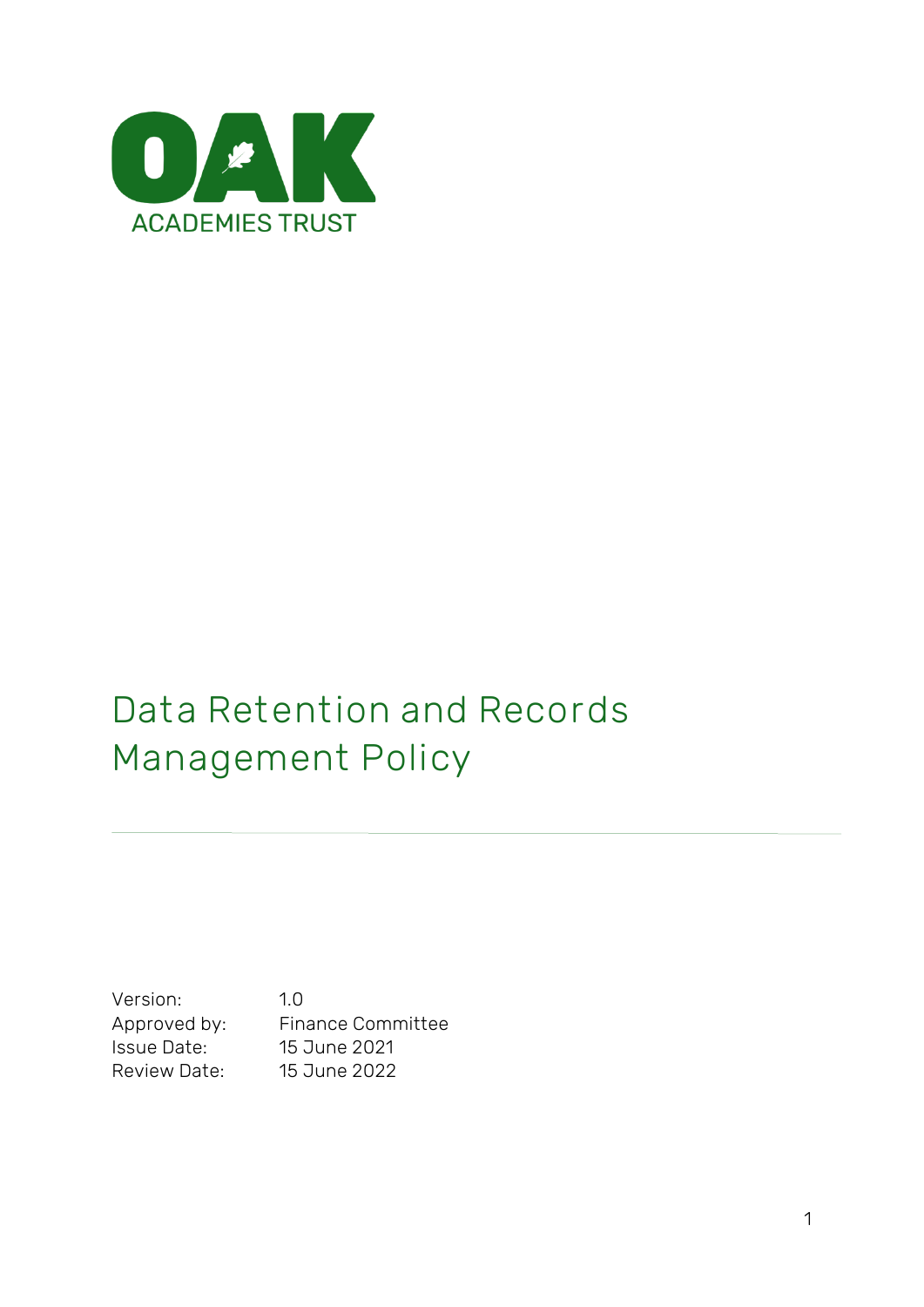OAK

ACADEMIES TRUST

# Data Retention and Records Management Policy

| | |
|---|---|
| Version: | 1.0 |
| Approved by: | Finance Committee |
| Issue Date: | 15 June 2021 |
| Review Date: | 15 June 2022 |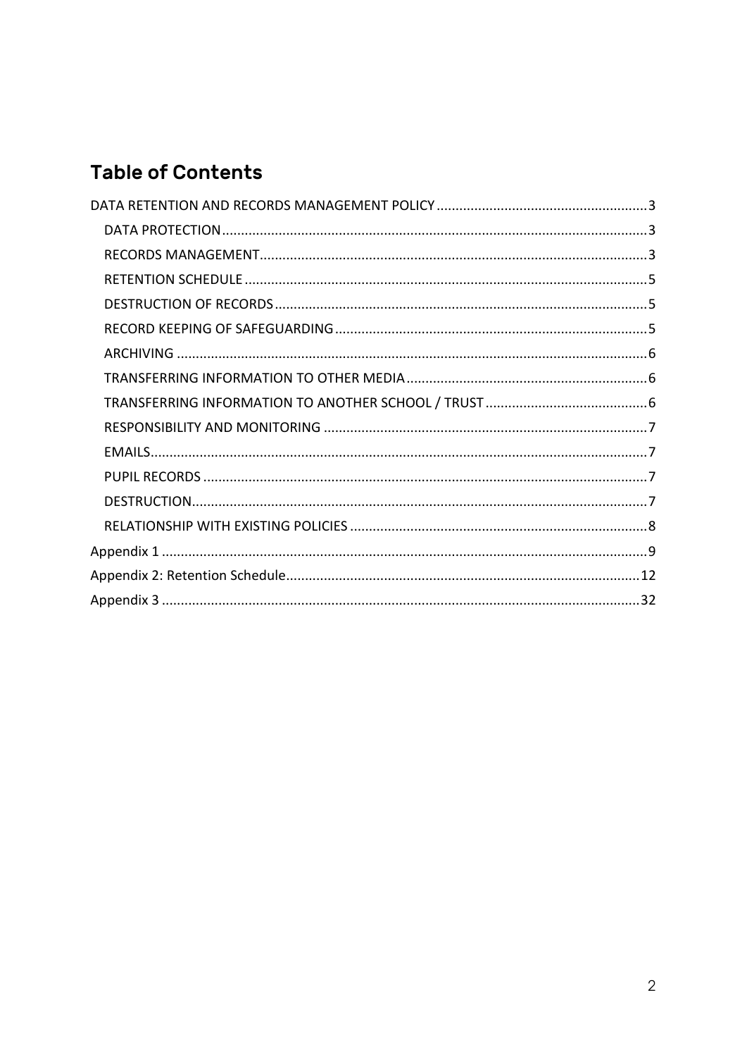## Table of Contents

DATA RETENTION AND RECORDS MANAGEMENT POLICY ........................................................ 3
- DATA PROTECTION ........................................................................................................ 3
- RECORDS MANAGEMENT ............................................................................................. 3
- RETENTION SCHEDULE .................................................................................................. 5
- DESTRUCTION OF RECORDS .......................................................................................... 5
- RECORD KEEPING OF SAFEGUARDING .......................................................................... 5
- ARCHIVING .................................................................................................................... 6
- TRANSFERRING INFORMATION TO OTHER MEDIA ......................................................... 6
- TRANSFERRING INFORMATION TO ANOTHER SCHOOL / TRUST ..................................... 6
- RESPONSIBILITY AND MONITORING ............................................................................. 7
- EMAILS .......................................................................................................................... 7
- PUPIL RECORDS ............................................................................................................. 7
- DESTRUCTION ............................................................................................................... 7
- RELATIONSHIP WITH EXISTING POLICIES ...................................................................... 8

Appendix 1 ........................................................................................................................ 9

Appendix 2: Retention Schedule ......................................................................................... 12

Appendix 3 ........................................................................................................................ 32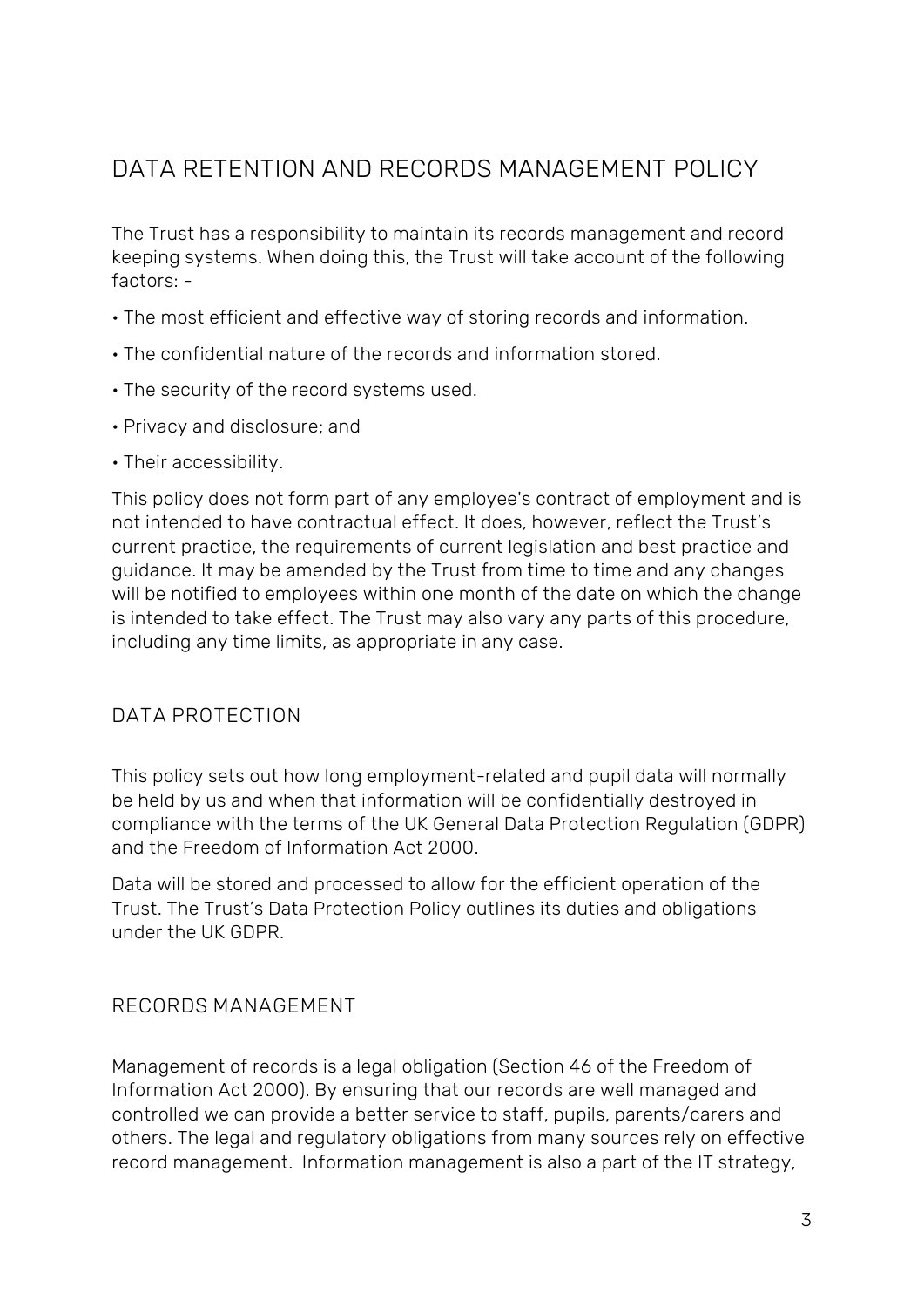# DATA RETENTION AND RECORDS MANAGEMENT POLICY

The Trust has a responsibility to maintain its records management and record keeping systems. When doing this, the Trust will take account of the following factors: -

- The most efficient and effective way of storing records and information.
- The confidential nature of the records and information stored.
- The security of the record systems used.
- Privacy and disclosure; and
- Their accessibility.

This policy does not form part of any employee's contract of employment and is not intended to have contractual effect. It does, however, reflect the Trust's current practice, the requirements of current legislation and best practice and guidance. It may be amended by the Trust from time to time and any changes will be notified to employees within one month of the date on which the change is intended to take effect. The Trust may also vary any parts of this procedure, including any time limits, as appropriate in any case.

## DATA PROTECTION

This policy sets out how long employment-related and pupil data will normally be held by us and when that information will be confidentially destroyed in compliance with the terms of the UK General Data Protection Regulation (GDPR) and the Freedom of Information Act 2000.

Data will be stored and processed to allow for the efficient operation of the Trust. The Trust's Data Protection Policy outlines its duties and obligations under the UK GDPR.

## RECORDS MANAGEMENT

Management of records is a legal obligation (Section 46 of the Freedom of Information Act 2000). By ensuring that our records are well managed and controlled we can provide a better service to staff, pupils, parents/carers and others. The legal and regulatory obligations from many sources rely on effective record management. Information management is also a part of the IT strategy,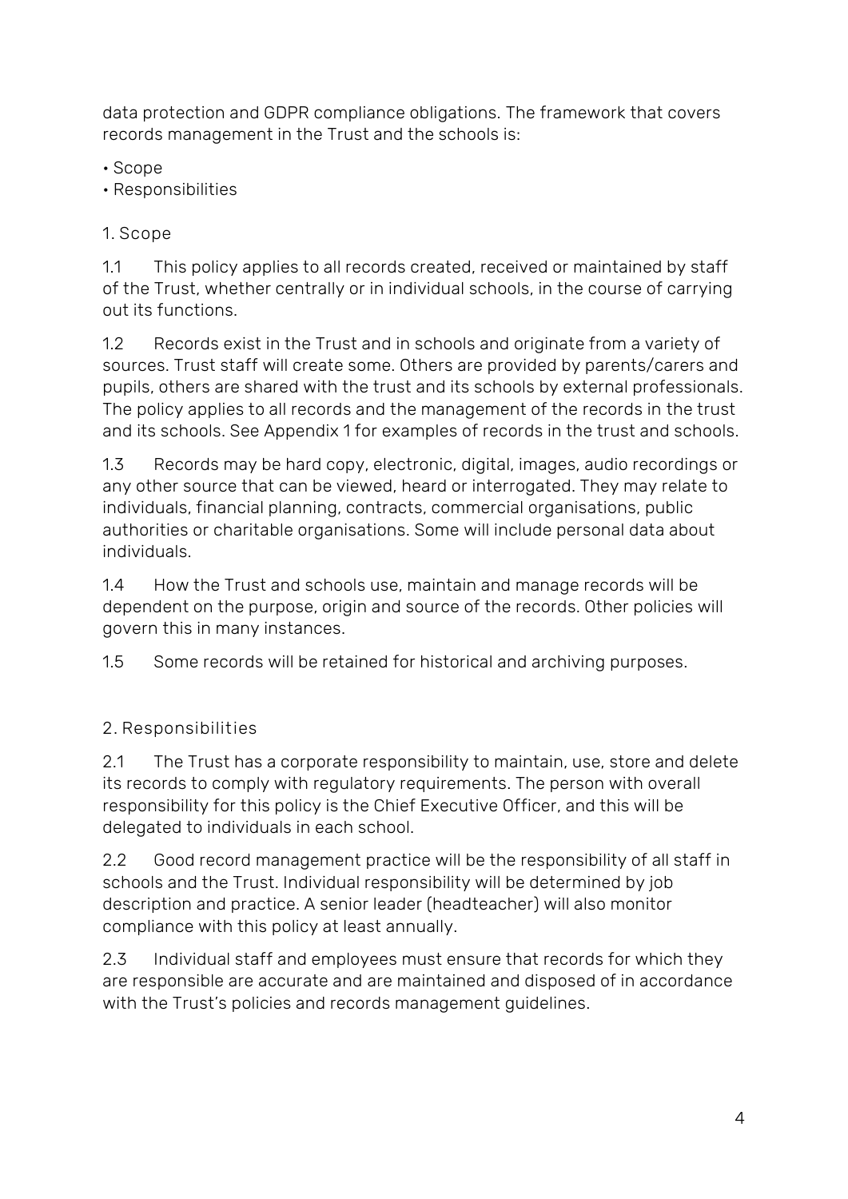data protection and GDPR compliance obligations. The framework that covers records management in the Trust and the schools is:

- Scope
- Responsibilities

## 1. Scope

1.1 This policy applies to all records created, received or maintained by staff of the Trust, whether centrally or in individual schools, in the course of carrying out its functions.

1.2 Records exist in the Trust and in schools and originate from a variety of sources. Trust staff will create some. Others are provided by parents/carers and pupils, others are shared with the trust and its schools by external professionals. The policy applies to all records and the management of the records in the trust and its schools. See Appendix 1 for examples of records in the trust and schools.

1.3 Records may be hard copy, electronic, digital, images, audio recordings or any other source that can be viewed, heard or interrogated. They may relate to individuals, financial planning, contracts, commercial organisations, public authorities or charitable organisations. Some will include personal data about individuals.

1.4 How the Trust and schools use, maintain and manage records will be dependent on the purpose, origin and source of the records. Other policies will govern this in many instances.

1.5 Some records will be retained for historical and archiving purposes.

## 2. Responsibilities

2.1 The Trust has a corporate responsibility to maintain, use, store and delete its records to comply with regulatory requirements. The person with overall responsibility for this policy is the Chief Executive Officer, and this will be delegated to individuals in each school.

2.2 Good record management practice will be the responsibility of all staff in schools and the Trust. Individual responsibility will be determined by job description and practice. A senior leader (headteacher) will also monitor compliance with this policy at least annually.

2.3 Individual staff and employees must ensure that records for which they are responsible are accurate and are maintained and disposed of in accordance with the Trust's policies and records management guidelines.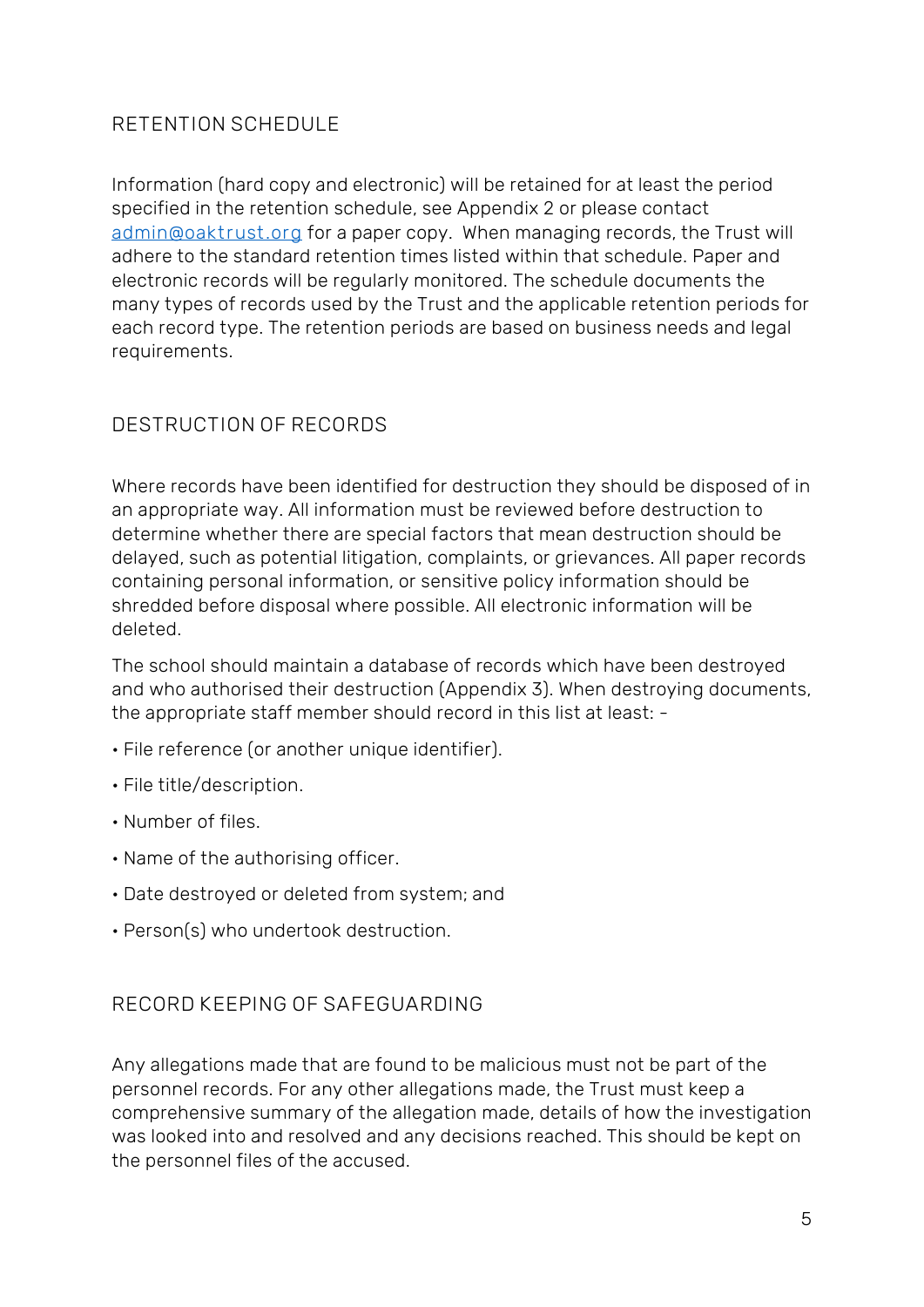## RETENTION SCHEDULE

Information (hard copy and electronic) will be retained for at least the period specified in the retention schedule, see Appendix 2 or please contact [admin@oaktrust.org](mailto:admin@oaktrust.org) for a paper copy. When managing records, the Trust will adhere to the standard retention times listed within that schedule. Paper and electronic records will be regularly monitored. The schedule documents the many types of records used by the Trust and the applicable retention periods for each record type. The retention periods are based on business needs and legal requirements.

## DESTRUCTION OF RECORDS

Where records have been identified for destruction they should be disposed of in an appropriate way. All information must be reviewed before destruction to determine whether there are special factors that mean destruction should be delayed, such as potential litigation, complaints, or grievances. All paper records containing personal information, or sensitive policy information should be shredded before disposal where possible. All electronic information will be deleted.

The school should maintain a database of records which have been destroyed and who authorised their destruction (Appendix 3). When destroying documents, the appropriate staff member should record in this list at least: -

- File reference (or another unique identifier).
- File title/description.
- Number of files.
- Name of the authorising officer.
- Date destroyed or deleted from system; and
- Person(s) who undertook destruction.

## RECORD KEEPING OF SAFEGUARDING

Any allegations made that are found to be malicious must not be part of the personnel records. For any other allegations made, the Trust must keep a comprehensive summary of the allegation made, details of how the investigation was looked into and resolved and any decisions reached. This should be kept on the personnel files of the accused.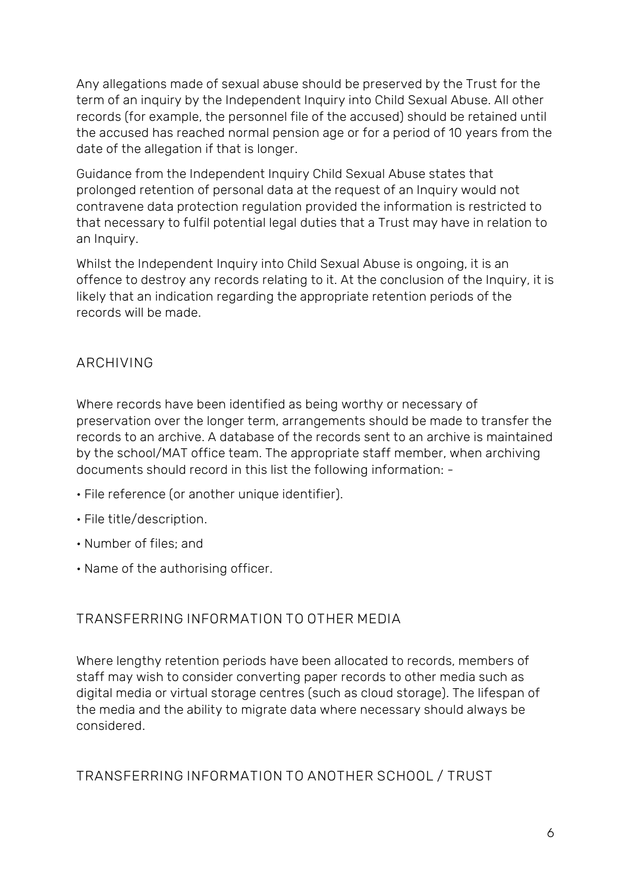Any allegations made of sexual abuse should be preserved by the Trust for the term of an inquiry by the Independent Inquiry into Child Sexual Abuse. All other records (for example, the personnel file of the accused) should be retained until the accused has reached normal pension age or for a period of 10 years from the date of the allegation if that is longer.

Guidance from the Independent Inquiry Child Sexual Abuse states that prolonged retention of personal data at the request of an Inquiry would not contravene data protection regulation provided the information is restricted to that necessary to fulfil potential legal duties that a Trust may have in relation to an Inquiry.

Whilst the Independent Inquiry into Child Sexual Abuse is ongoing, it is an offence to destroy any records relating to it. At the conclusion of the Inquiry, it is likely that an indication regarding the appropriate retention periods of the records will be made.

## ARCHIVING

Where records have been identified as being worthy or necessary of preservation over the longer term, arrangements should be made to transfer the records to an archive. A database of the records sent to an archive is maintained by the school/MAT office team. The appropriate staff member, when archiving documents should record in this list the following information: -

- File reference (or another unique identifier).
- File title/description.
- Number of files; and
- Name of the authorising officer.

## TRANSFERRING INFORMATION TO OTHER MEDIA

Where lengthy retention periods have been allocated to records, members of staff may wish to consider converting paper records to other media such as digital media or virtual storage centres (such as cloud storage). The lifespan of the media and the ability to migrate data where necessary should always be considered.

## TRANSFERRING INFORMATION TO ANOTHER SCHOOL / TRUST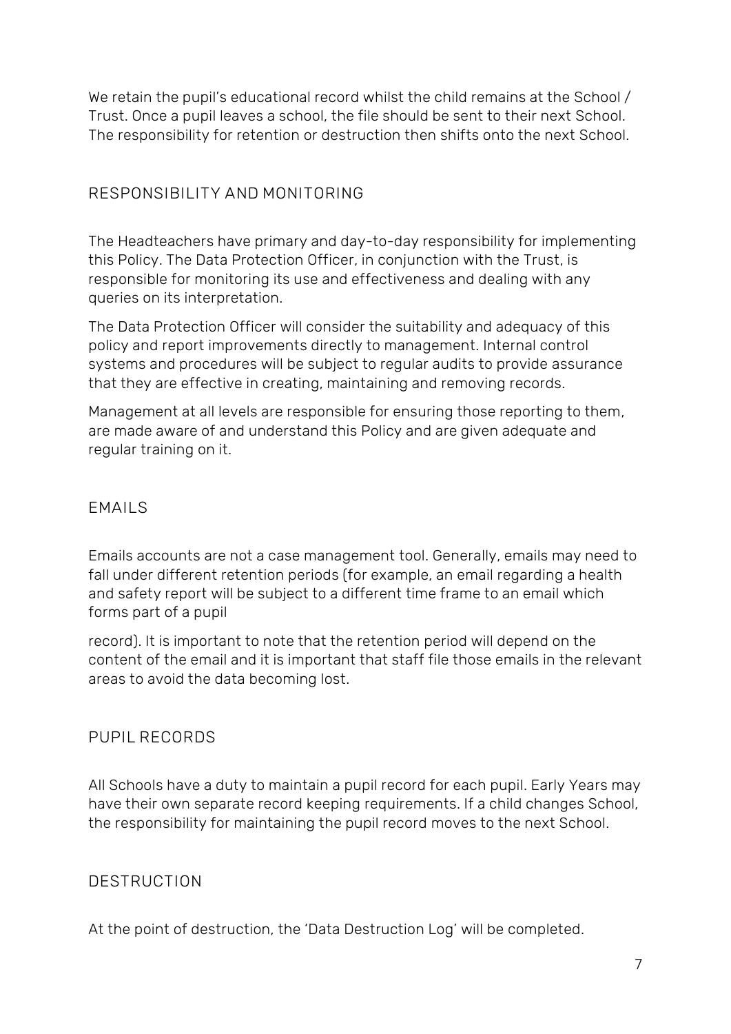We retain the pupil's educational record whilst the child remains at the School / Trust. Once a pupil leaves a school, the file should be sent to their next School. The responsibility for retention or destruction then shifts onto the next School.

## RESPONSIBILITY AND MONITORING

The Headteachers have primary and day-to-day responsibility for implementing this Policy. The Data Protection Officer, in conjunction with the Trust, is responsible for monitoring its use and effectiveness and dealing with any queries on its interpretation.

The Data Protection Officer will consider the suitability and adequacy of this policy and report improvements directly to management. Internal control systems and procedures will be subject to regular audits to provide assurance that they are effective in creating, maintaining and removing records.

Management at all levels are responsible for ensuring those reporting to them, are made aware of and understand this Policy and are given adequate and regular training on it.

## EMAILS

Emails accounts are not a case management tool. Generally, emails may need to fall under different retention periods (for example, an email regarding a health and safety report will be subject to a different time frame to an email which forms part of a pupil record). It is important to note that the retention period will depend on the content of the email and it is important that staff file those emails in the relevant areas to avoid the data becoming lost.

## PUPIL RECORDS

All Schools have a duty to maintain a pupil record for each pupil. Early Years may have their own separate record keeping requirements. If a child changes School, the responsibility for maintaining the pupil record moves to the next School.

## DESTRUCTION

At the point of destruction, the 'Data Destruction Log' will be completed.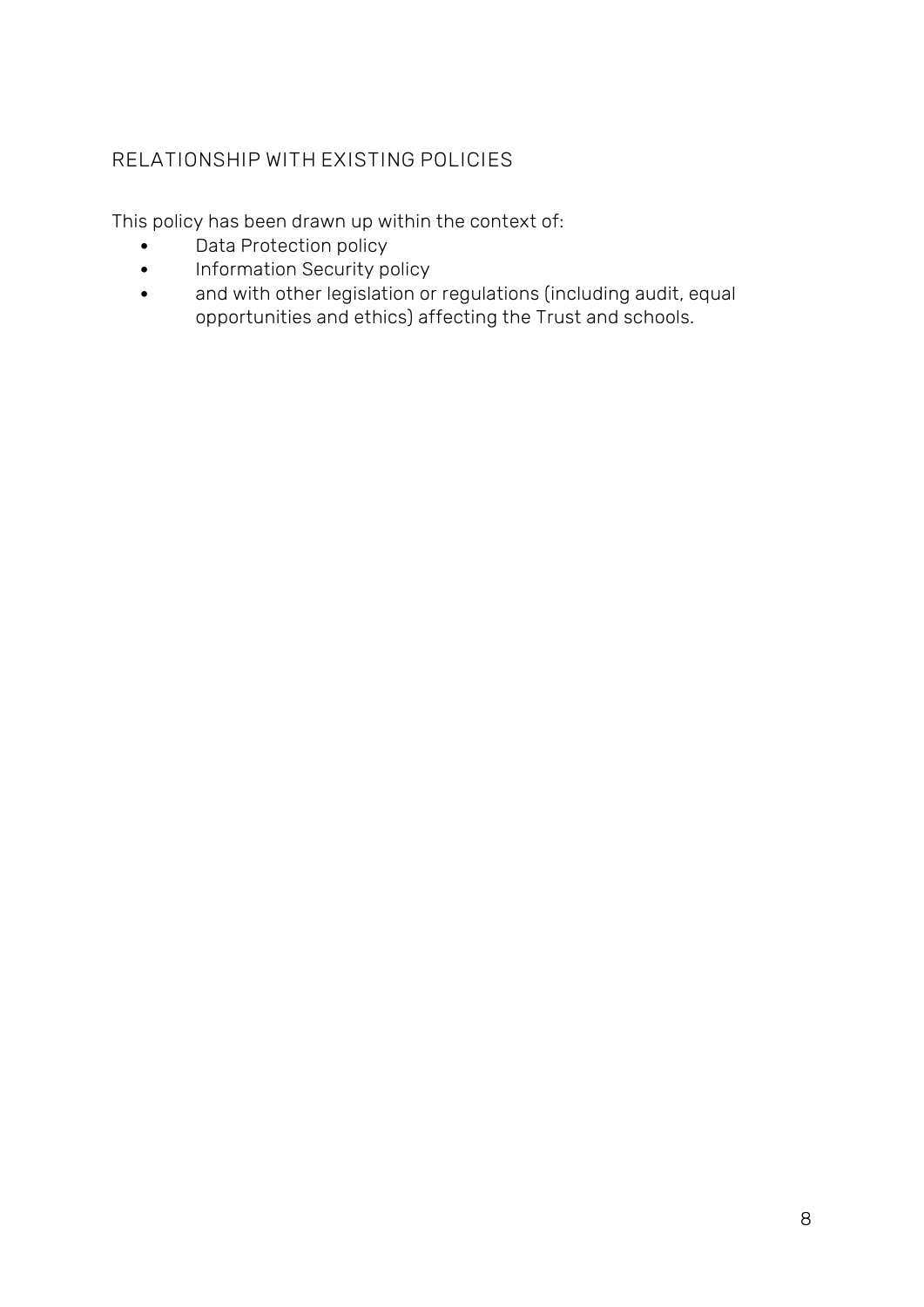## RELATIONSHIP WITH EXISTING POLICIES

This policy has been drawn up within the context of:

- Data Protection policy
- Information Security policy
- and with other legislation or regulations (including audit, equal opportunities and ethics) affecting the Trust and schools.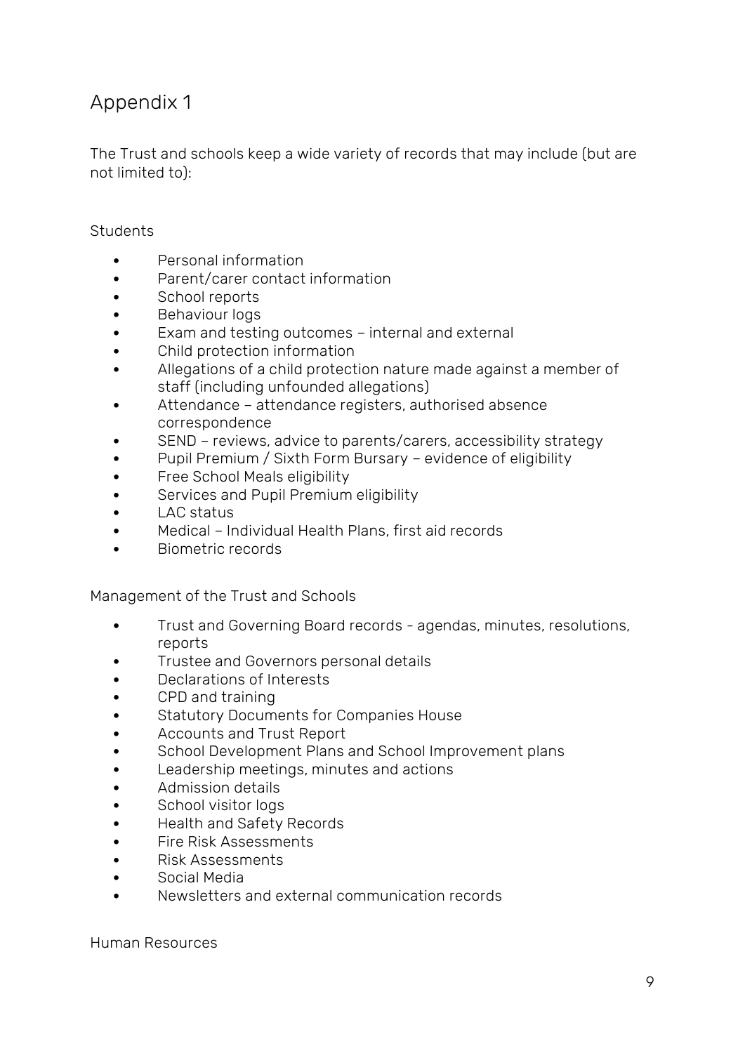# Appendix 1

The Trust and schools keep a wide variety of records that may include (but are not limited to):

Students

- Personal information
- Parent/carer contact information
- School reports
- Behaviour logs
- Exam and testing outcomes – internal and external
- Child protection information
- Allegations of a child protection nature made against a member of staff (including unfounded allegations)
- Attendance – attendance registers, authorised absence correspondence
- SEND – reviews, advice to parents/carers, accessibility strategy
- Pupil Premium / Sixth Form Bursary – evidence of eligibility
- Free School Meals eligibility
- Services and Pupil Premium eligibility
- LAC status
- Medical – Individual Health Plans, first aid records
- Biometric records

Management of the Trust and Schools

- Trust and Governing Board records - agendas, minutes, resolutions, reports
- Trustee and Governors personal details
- Declarations of Interests
- CPD and training
- Statutory Documents for Companies House
- Accounts and Trust Report
- School Development Plans and School Improvement plans
- Leadership meetings, minutes and actions
- Admission details
- School visitor logs
- Health and Safety Records
- Fire Risk Assessments
- Risk Assessments
- Social Media
- Newsletters and external communication records

Human Resources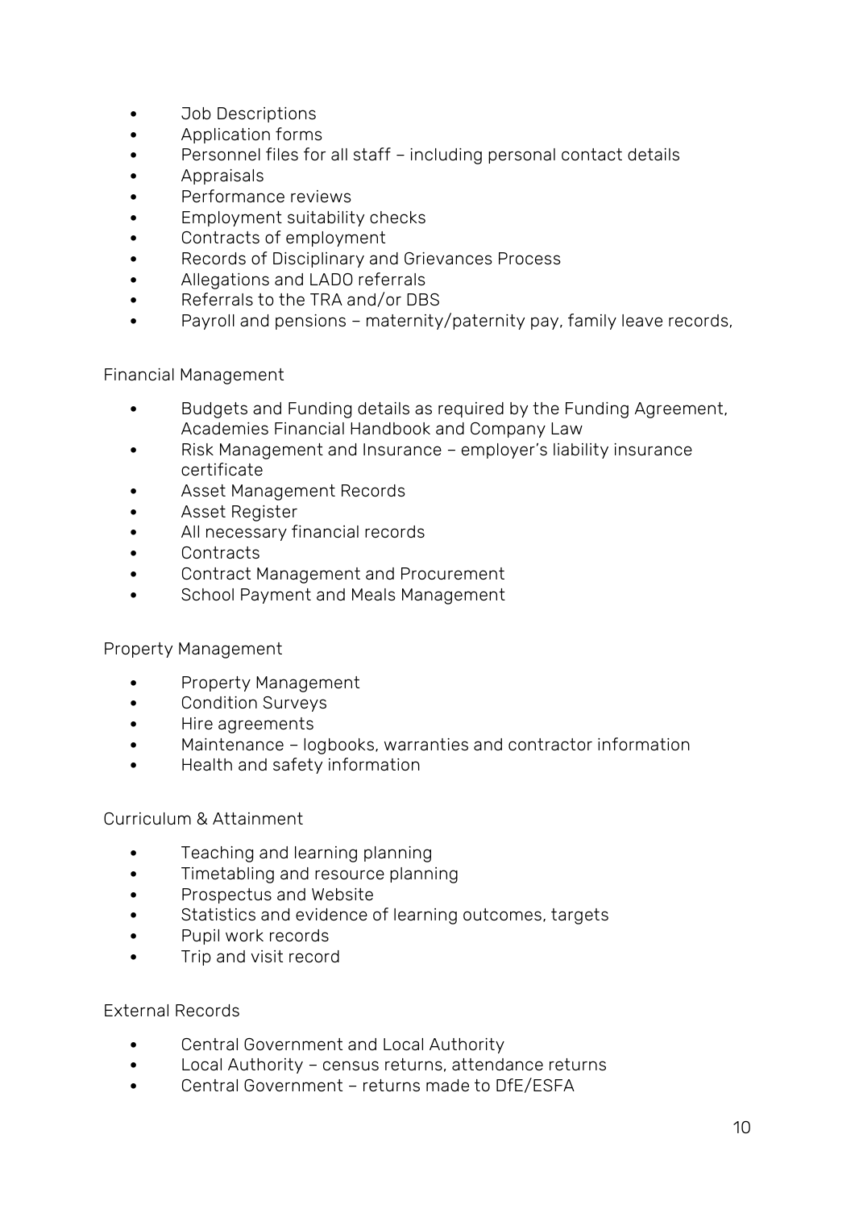- Job Descriptions
- Application forms
- Personnel files for all staff – including personal contact details
- Appraisals
- Performance reviews
- Employment suitability checks
- Contracts of employment
- Records of Disciplinary and Grievances Process
- Allegations and LADO referrals
- Referrals to the TRA and/or DBS
- Payroll and pensions – maternity/paternity pay, family leave records,

Financial Management

- Budgets and Funding details as required by the Funding Agreement, Academies Financial Handbook and Company Law
- Risk Management and Insurance – employer's liability insurance certificate
- Asset Management Records
- Asset Register
- All necessary financial records
- Contracts
- Contract Management and Procurement
- School Payment and Meals Management

Property Management

- Property Management
- Condition Surveys
- Hire agreements
- Maintenance – logbooks, warranties and contractor information
- Health and safety information

Curriculum & Attainment

- Teaching and learning planning
- Timetabling and resource planning
- Prospectus and Website
- Statistics and evidence of learning outcomes, targets
- Pupil work records
- Trip and visit record

External Records

- Central Government and Local Authority
- Local Authority – census returns, attendance returns
- Central Government – returns made to DfE/ESFA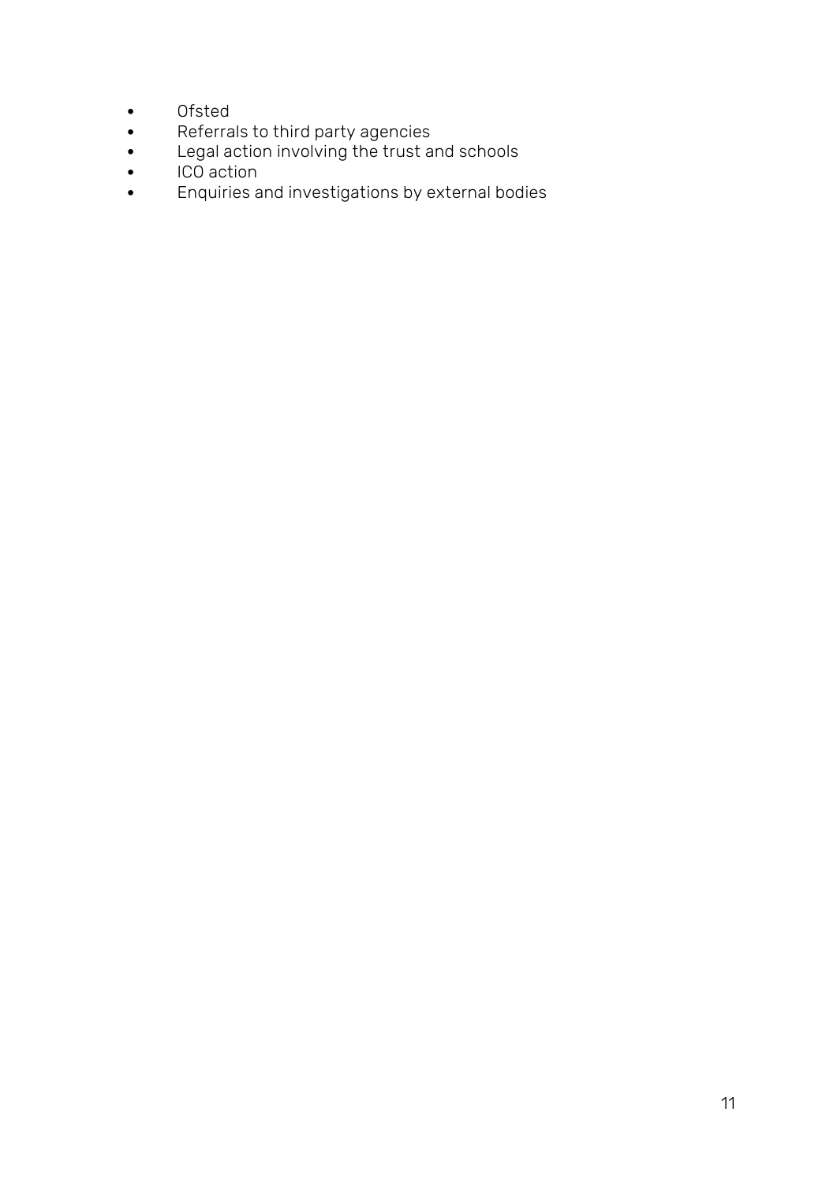- Ofsted
- Referrals to third party agencies
- Legal action involving the trust and schools
- ICO action
- Enquiries and investigations by external bodies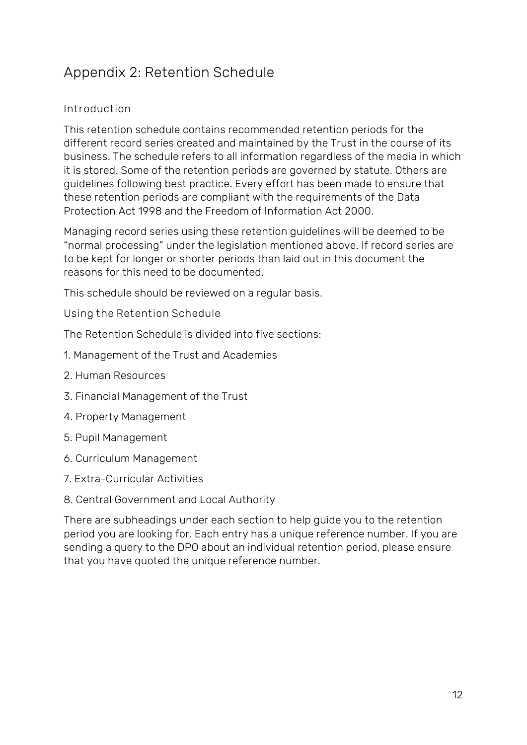# Appendix 2: Retention Schedule

### Introduction

This retention schedule contains recommended retention periods for the different record series created and maintained by the Trust in the course of its business. The schedule refers to all information regardless of the media in which it is stored. Some of the retention periods are governed by statute. Others are guidelines following best practice. Every effort has been made to ensure that these retention periods are compliant with the requirements of the Data Protection Act 1998 and the Freedom of Information Act 2000.

Managing record series using these retention guidelines will be deemed to be "normal processing" under the legislation mentioned above. If record series are to be kept for longer or shorter periods than laid out in this document the reasons for this need to be documented.

This schedule should be reviewed on a regular basis.

### Using the Retention Schedule

The Retention Schedule is divided into five sections:

1. Management of the Trust and Academies
2. Human Resources
3. Financial Management of the Trust
4. Property Management
5. Pupil Management
6. Curriculum Management
7. Extra-Curricular Activities
8. Central Government and Local Authority

There are subheadings under each section to help guide you to the retention period you are looking for. Each entry has a unique reference number. If you are sending a query to the DPO about an individual retention period, please ensure that you have quoted the unique reference number.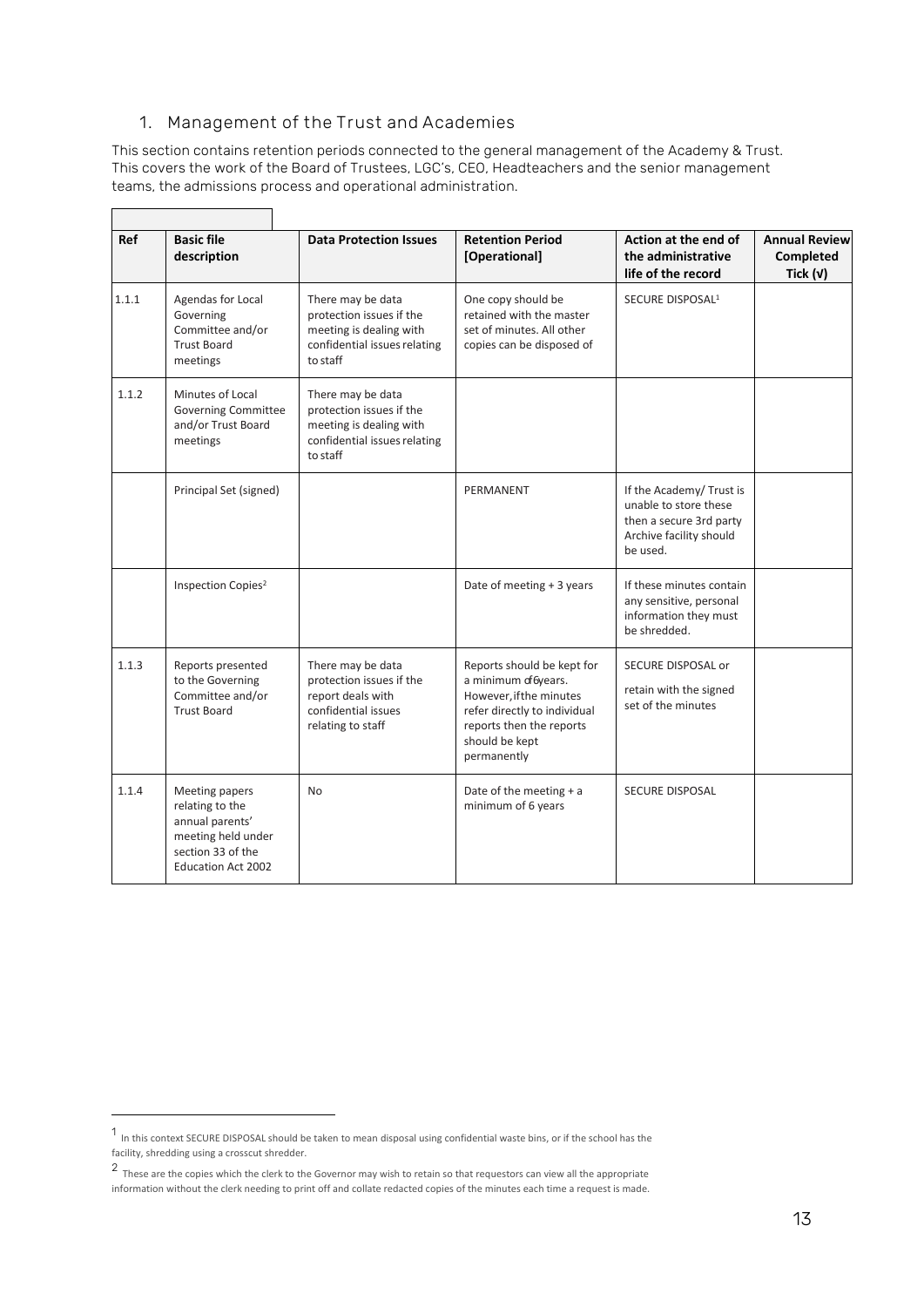## 1. Management of the Trust and Academies

This section contains retention periods connected to the general management of the Academy & Trust. This covers the work of the Board of Trustees, LGC's, CEO, Headteachers and the senior management teams, the admissions process and operational administration.

| Ref | Basic file description | Data Protection Issues | Retention Period [Operational] | Action at the end of the administrative life of the record | Annual Review Completed Tick (√) |
|---|---|---|---|---|---|
| 1.1.1 | Agendas for Local Governing Committee and/or Trust Board meetings | There may be data protection issues if the meeting is dealing with confidential issues relating to staff | One copy should be retained with the master set of minutes. All other copies can be disposed of | SECURE DISPOSAL[1] | |
| 1.1.2 | Minutes of Local Governing Committee and/or Trust Board meetings | There may be data protection issues if the meeting is dealing with confidential issues relating to staff | | | |
| | Principal Set (signed) | | PERMANENT | If the Academy/ Trust is unable to store these then a secure 3rd party Archive facility should be used. | |
| | Inspection Copies[2] | | Date of meeting + 3 years | If these minutes contain any sensitive, personal information they must be shredded. | |
| 1.1.3 | Reports presented to the Governing Committee and/or Trust Board | There may be data protection issues if the report deals with confidential issues relating to staff | Reports should be kept for a minimum of 6years. However, if the minutes refer directly to individual reports then the reports should be kept permanently | SECURE DISPOSAL or retain with the signed set of the minutes | |
| 1.1.4 | Meeting papers relating to the annual parents' meeting held under section 33 of the Education Act 2002 | No | Date of the meeting + a minimum of 6 years | SECURE DISPOSAL | |

[1] In this context SECURE DISPOSAL should be taken to mean disposal using confidential waste bins, or if the school has the facility, shredding using a crosscut shredder.

[2] These are the copies which the clerk to the Governor may wish to retain so that requestors can view all the appropriate information without the clerk needing to print off and collate redacted copies of the minutes each time a request is made.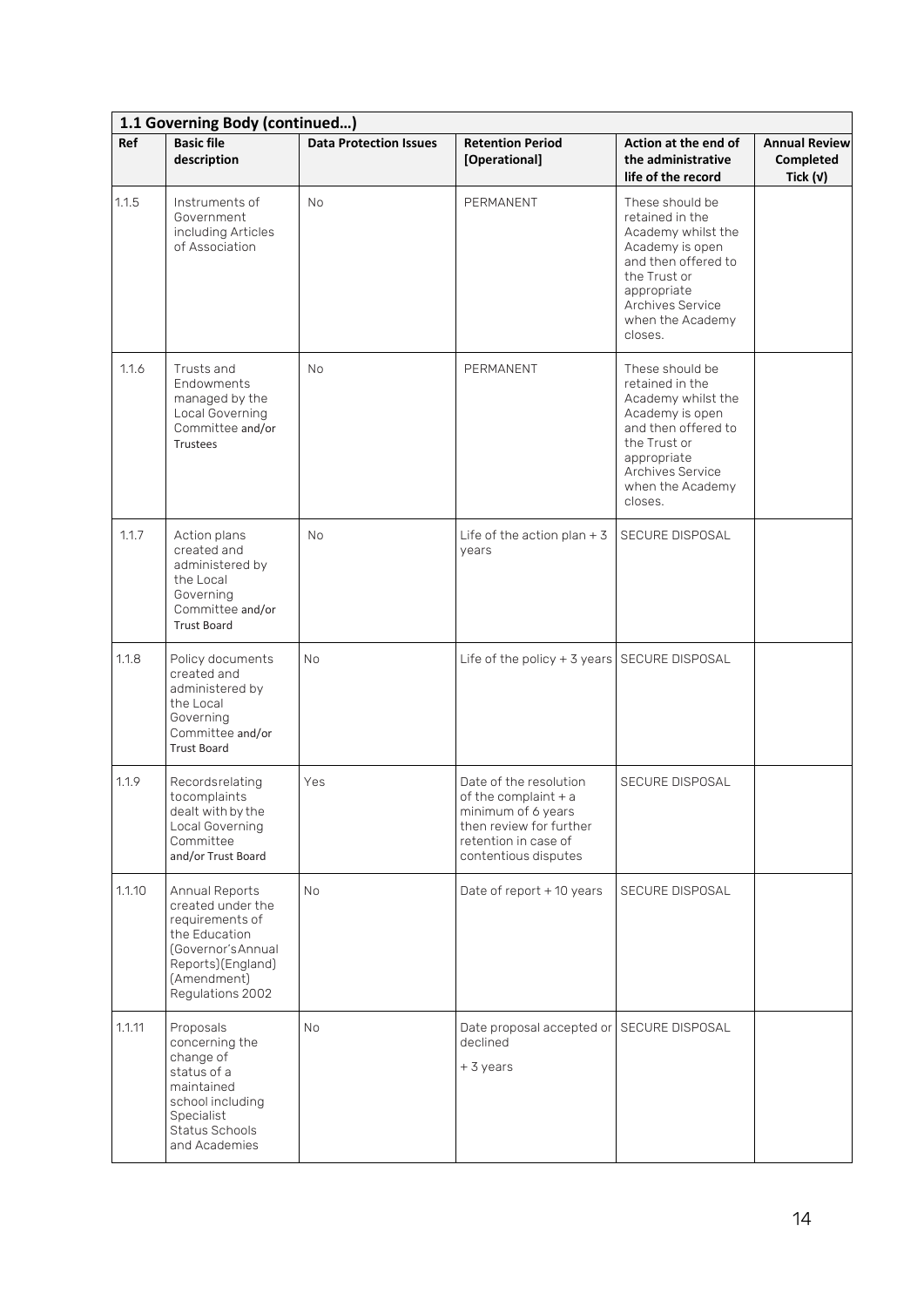| 1.1 Governing Body (continued…) | | | | | |
|---|---|---|---|---|---|
| **Ref** | **Basic file description** | **Data Protection Issues** | **Retention Period [Operational]** | **Action at the end of the administrative life of the record** | **Annual Review Completed Tick (√)** |
| 1.1.5 | Instruments of Government including Articles of Association | No | PERMANENT | These should be retained in the Academy whilst the Academy is open and then offered to the Trust or appropriate Archives Service when the Academy closes. | |
| 1.1.6 | Trusts and Endowments managed by the Local Governing Committee and/or Trustees | No | PERMANENT | These should be retained in the Academy whilst the Academy is open and then offered to the Trust or appropriate Archives Service when the Academy closes. | |
| 1.1.7 | Action plans created and administered by the Local Governing Committee and/or Trust Board | No | Life of the action plan + 3 years | SECURE DISPOSAL | |
| 1.1.8 | Policy documents created and administered by the Local Governing Committee and/or Trust Board | No | Life of the policy + 3 years | SECURE DISPOSAL | |
| 1.1.9 | Recordsrelating tocomplaints dealt with by the Local Governing Committee and/or Trust Board | Yes | Date of the resolution of the complaint + a minimum of 6 years then review for further retention in case of contentious disputes | SECURE DISPOSAL | |
| 1.1.10 | Annual Reports created under the requirements of the Education (Governor'sAnnual Reports)(England) (Amendment) Regulations 2002 | No | Date of report + 10 years | SECURE DISPOSAL | |
| 1.1.11 | Proposals concerning the change of status of a maintained school including Specialist Status Schools and Academies | No | Date proposal accepted or declined + 3 years | SECURE DISPOSAL | |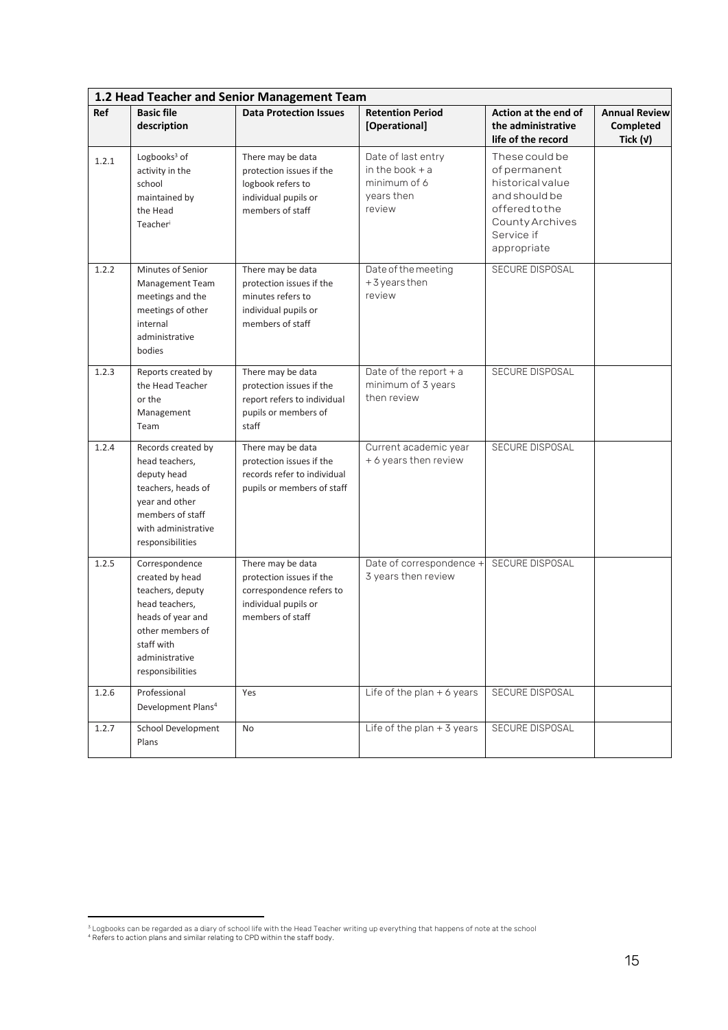| 1.2 Head Teacher and Senior Management Team | | | | | |
|---|---|---|---|---|---|
| **Ref** | **Basic file description** | **Data Protection Issues** | **Retention Period [Operational]** | **Action at the end of the administrative life of the record** | **Annual Review Completed Tick (√)** |
| 1.2.1 | Logbooks[3] of activity in the school maintained by the Head Teacher[i] | There may be data protection issues if the logbook refers to individual pupils or members of staff | Date of last entry in the book + a minimum of 6 years then review | These could be of permanent historical value and should be offered to the County Archives Service if appropriate | |
| 1.2.2 | Minutes of Senior Management Team meetings and the meetings of other internal administrative bodies | There may be data protection issues if the minutes refers to individual pupils or members of staff | Date of the meeting + 3 years then review | SECURE DISPOSAL | |
| 1.2.3 | Reports created by the Head Teacher or the Management Team | There may be data protection issues if the report refers to individual pupils or members of staff | Date of the report + a minimum of 3 years then review | SECURE DISPOSAL | |
| 1.2.4 | Records created by head teachers, deputy head teachers, heads of year and other members of staff with administrative responsibilities | There may be data protection issues if the records refer to individual pupils or members of staff | Current academic year + 6 years then review | SECURE DISPOSAL | |
| 1.2.5 | Correspondence created by head teachers, deputy head teachers, heads of year and other members of staff with administrative responsibilities | There may be data protection issues if the correspondence refers to individual pupils or members of staff | Date of correspondence + 3 years then review | SECURE DISPOSAL | |
| 1.2.6 | Professional Development Plans[4] | Yes | Life of the plan + 6 years | SECURE DISPOSAL | |
| 1.2.7 | School Development Plans | No | Life of the plan + 3 years | SECURE DISPOSAL | |

[3] Logbooks can be regarded as a diary of school life with the Head Teacher writing up everything that happens of note at the school
[4] Refers to action plans and similar relating to CPD within the staff body.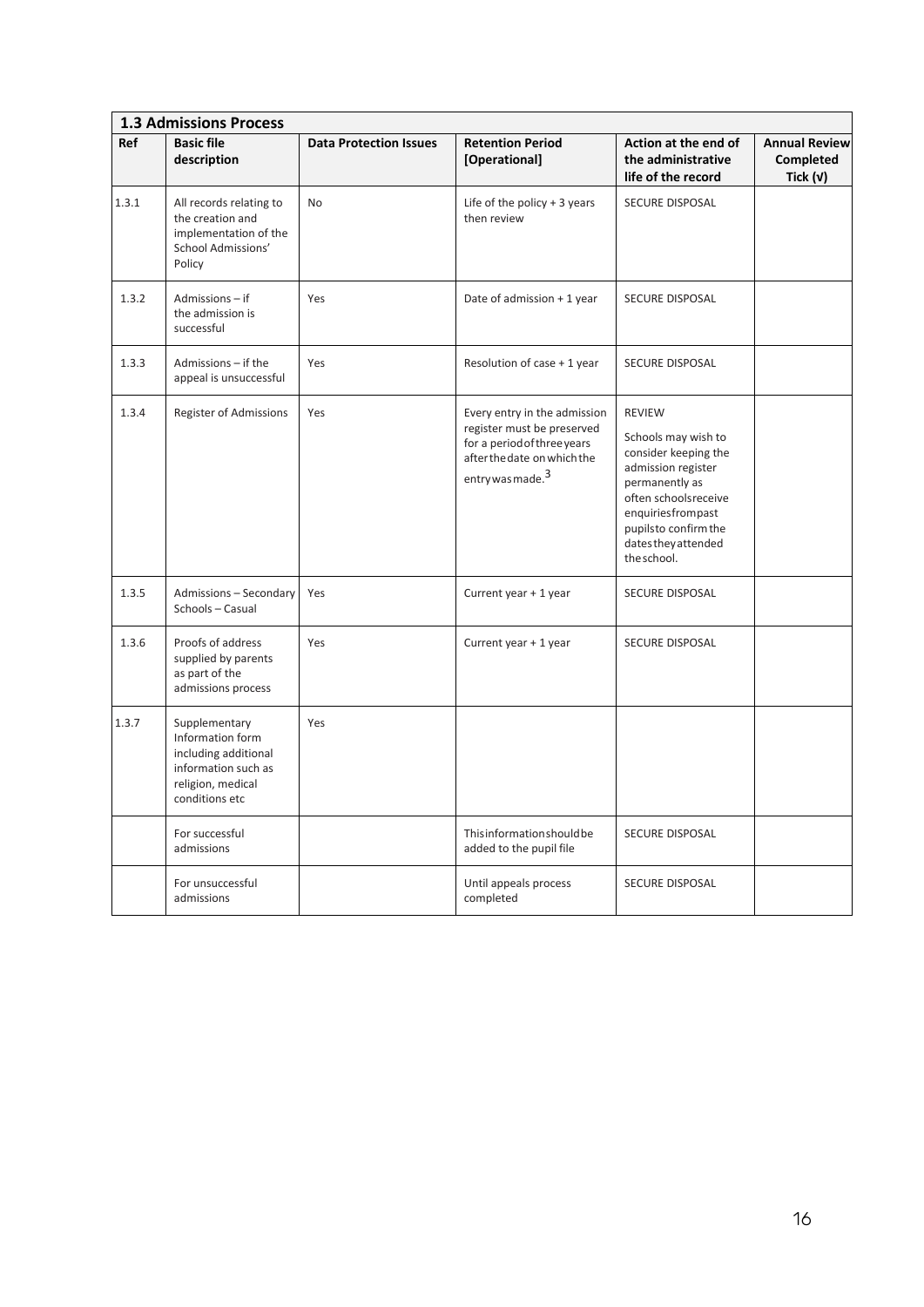| **1.3 Admissions Process** | | | | | |
|---|---|---|---|---|---|
| **Ref** | **Basic file description** | **Data Protection Issues** | **Retention Period [Operational]** | **Action at the end of the administrative life of the record** | **Annual Review Completed Tick (√)** |
| 1.3.1 | All records relating to the creation and implementation of the School Admissions' Policy | No | Life of the policy + 3 years then review | SECURE DISPOSAL | |
| 1.3.2 | Admissions – if the admission is successful | Yes | Date of admission + 1 year | SECURE DISPOSAL | |
| 1.3.3 | Admissions – if the appeal is unsuccessful | Yes | Resolution of case + 1 year | SECURE DISPOSAL | |
| 1.3.4 | Register of Admissions | Yes | Every entry in the admission register must be preserved for a period of three years after the date on which the entry was made.[3] | REVIEW<br>Schools may wish to consider keeping the admission register permanently as often schools receive enquiries from past pupils to confirm the dates they attended the school. | |
| 1.3.5 | Admissions – Secondary Schools – Casual | Yes | Current year + 1 year | SECURE DISPOSAL | |
| 1.3.6 | Proofs of address supplied by parents as part of the admissions process | Yes | Current year + 1 year | SECURE DISPOSAL | |
| 1.3.7 | Supplementary Information form including additional information such as religion, medical conditions etc | Yes | | | |
| | For successful admissions | | This information should be added to the pupil file | SECURE DISPOSAL | |
| | For unsuccessful admissions | | Until appeals process completed | SECURE DISPOSAL | |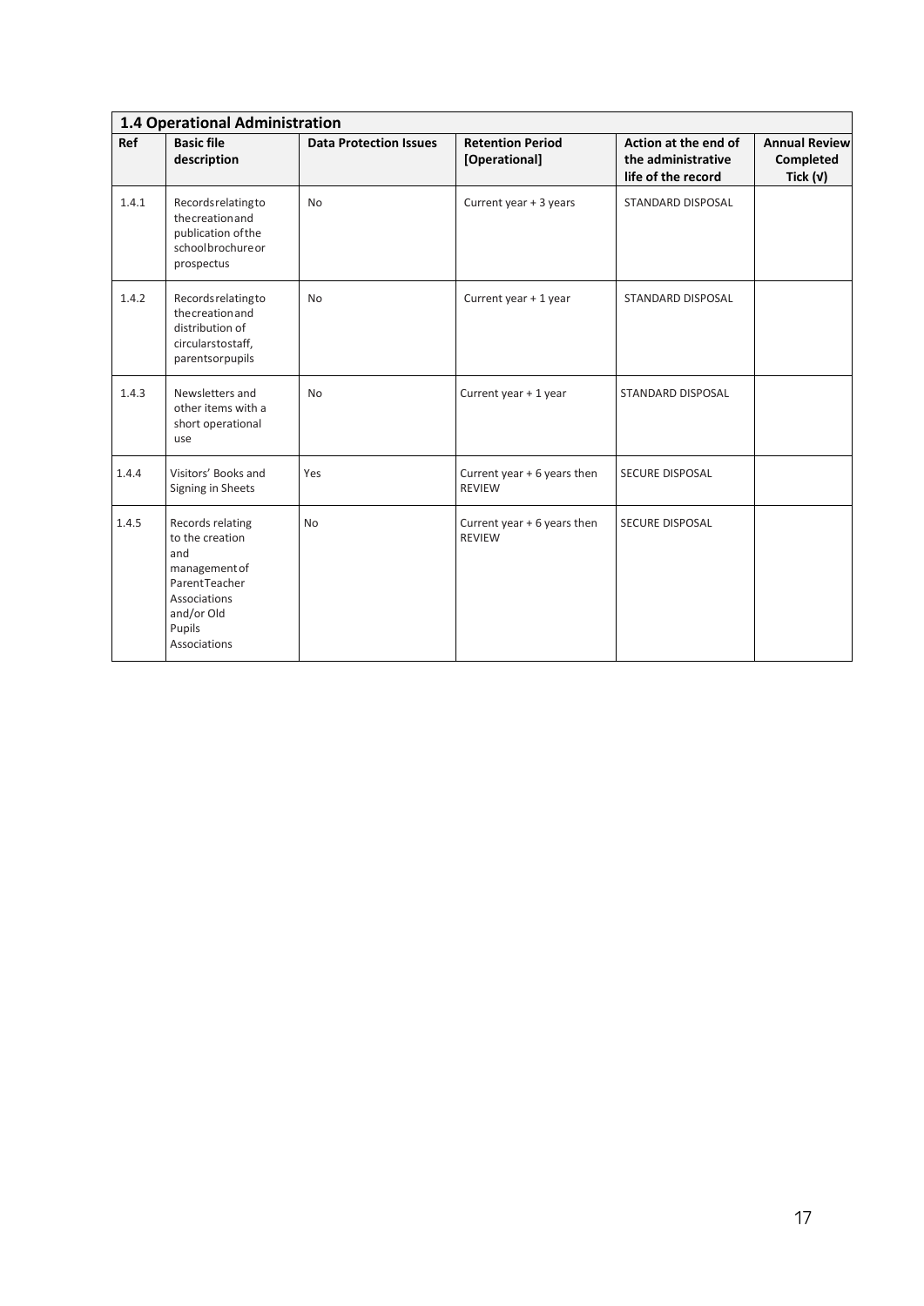| 1.4 Operational Administration | | | | | |
|---|---|---|---|---|---|
| **Ref** | **Basic file description** | **Data Protection Issues** | **Retention Period [Operational]** | **Action at the end of the administrative life of the record** | **Annual Review Completed Tick (√)** |
| 1.4.1 | Records relating to the creation and publication of the school brochure or prospectus | No | Current year + 3 years | STANDARD DISPOSAL | |
| 1.4.2 | Records relating to the creation and distribution of circulars to staff, parents or pupils | No | Current year + 1 year | STANDARD DISPOSAL | |
| 1.4.3 | Newsletters and other items with a short operational use | No | Current year + 1 year | STANDARD DISPOSAL | |
| 1.4.4 | Visitors' Books and Signing in Sheets | Yes | Current year + 6 years then REVIEW | SECURE DISPOSAL | |
| 1.4.5 | Records relating to the creation and management of Parent Teacher Associations and/or Old Pupils Associations | No | Current year + 6 years then REVIEW | SECURE DISPOSAL | |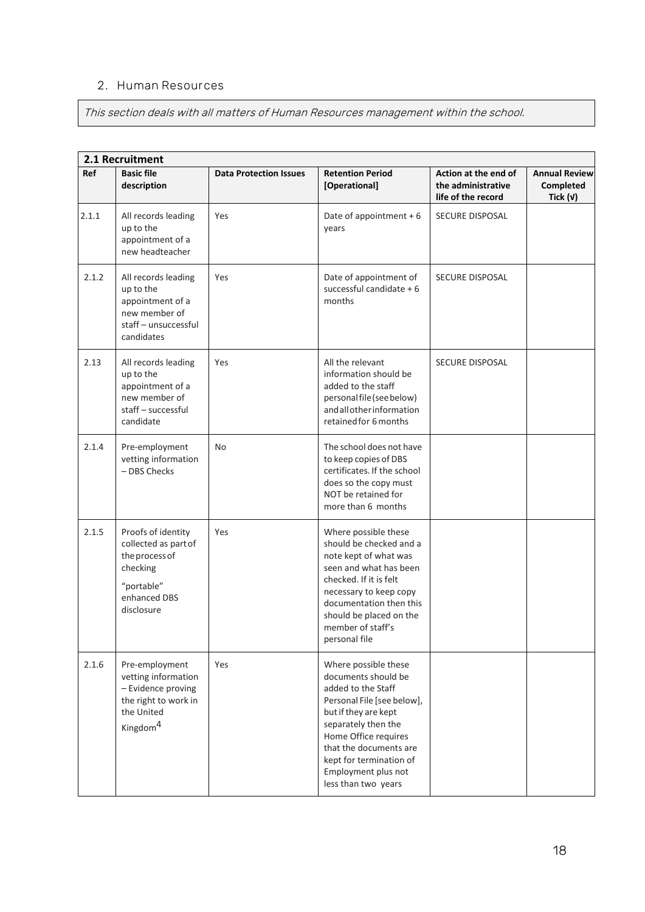## 2. Human Resources

*This section deals with all matters of Human Resources management within the school.*

| **2.1 Recruitment** | | | | | |
|---|---|---|---|---|---|
| **Ref** | **Basic file description** | **Data Protection Issues** | **Retention Period [Operational]** | **Action at the end of the administrative life of the record** | **Annual Review Completed Tick (√)** |
| 2.1.1 | All records leading up to the appointment of a new headteacher | Yes | Date of appointment + 6 years | SECURE DISPOSAL | |
| 2.1.2 | All records leading up to the appointment of a new member of staff – unsuccessful candidates | Yes | Date of appointment of successful candidate + 6 months | SECURE DISPOSAL | |
| 2.13 | All records leading up to the appointment of a new member of staff – successful candidate | Yes | All the relevant information should be added to the staff personal file (see below) and all other information retained for 6 months | SECURE DISPOSAL | |
| 2.1.4 | Pre-employment vetting information – DBS Checks | No | The school does not have to keep copies of DBS certificates. If the school does so the copy must NOT be retained for more than 6 months | | |
| 2.1.5 | Proofs of identity collected as part of the process of checking "portable" enhanced DBS disclosure | Yes | Where possible these should be checked and a note kept of what was seen and what has been checked. If it is felt necessary to keep copy documentation then this should be placed on the member of staff's personal file | | |
| 2.1.6 | Pre-employment vetting information – Evidence proving the right to work in the United Kingdom[4] | Yes | Where possible these documents should be added to the Staff Personal File [see below], but if they are kept separately then the Home Office requires that the documents are kept for termination of Employment plus not less than two years | | |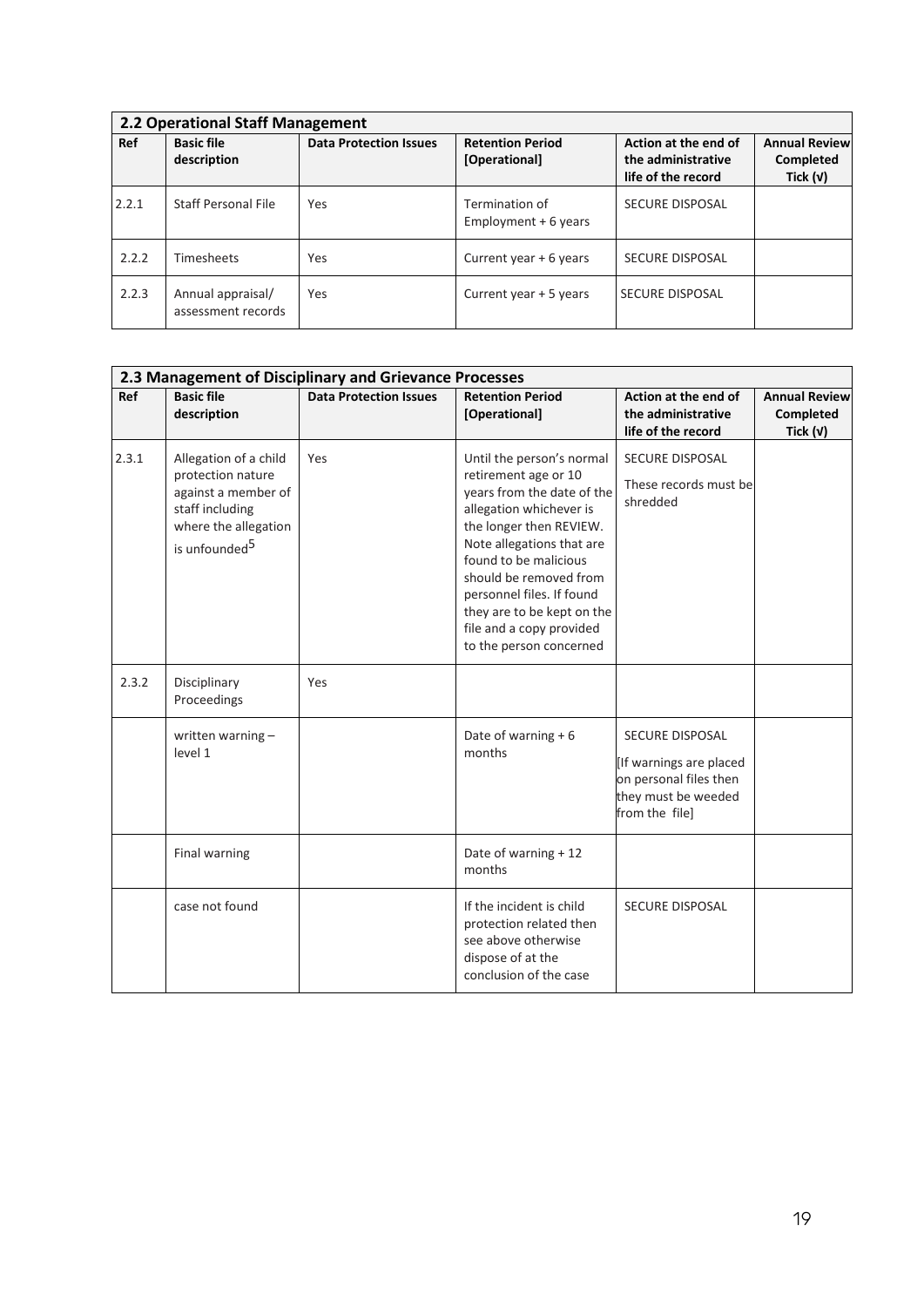| 2.2 Operational Staff Management | | | | | |
|---|---|---|---|---|---|
| **Ref** | **Basic file description** | **Data Protection Issues** | **Retention Period [Operational]** | **Action at the end of the administrative life of the record** | **Annual Review Completed Tick (√)** |
| 2.2.1 | Staff Personal File | Yes | Termination of Employment + 6 years | SECURE DISPOSAL | |
| 2.2.2 | Timesheets | Yes | Current year + 6 years | SECURE DISPOSAL | |
| 2.2.3 | Annual appraisal/ assessment records | Yes | Current year + 5 years | SECURE DISPOSAL | |

| 2.3 Management of Disciplinary and Grievance Processes | | | | | |
|---|---|---|---|---|---|
| **Ref** | **Basic file description** | **Data Protection Issues** | **Retention Period [Operational]** | **Action at the end of the administrative life of the record** | **Annual Review Completed Tick (√)** |
| 2.3.1 | Allegation of a child protection nature against a member of staff including where the allegation is unfounded[5] | Yes | Until the person's normal retirement age or 10 years from the date of the allegation whichever is the longer then REVIEW. Note allegations that are found to be malicious should be removed from personnel files. If found they are to be kept on the file and a copy provided to the person concerned | SECURE DISPOSAL These records must be shredded | |
| 2.3.2 | Disciplinary Proceedings | Yes | | | |
| | written warning – level 1 | | Date of warning + 6 months | SECURE DISPOSAL [If warnings are placed on personal files then they must be weeded from the file] | |
| | Final warning | | Date of warning + 12 months | | |
| | case not found | | If the incident is child protection related then see above otherwise dispose of at the conclusion of the case | SECURE DISPOSAL | |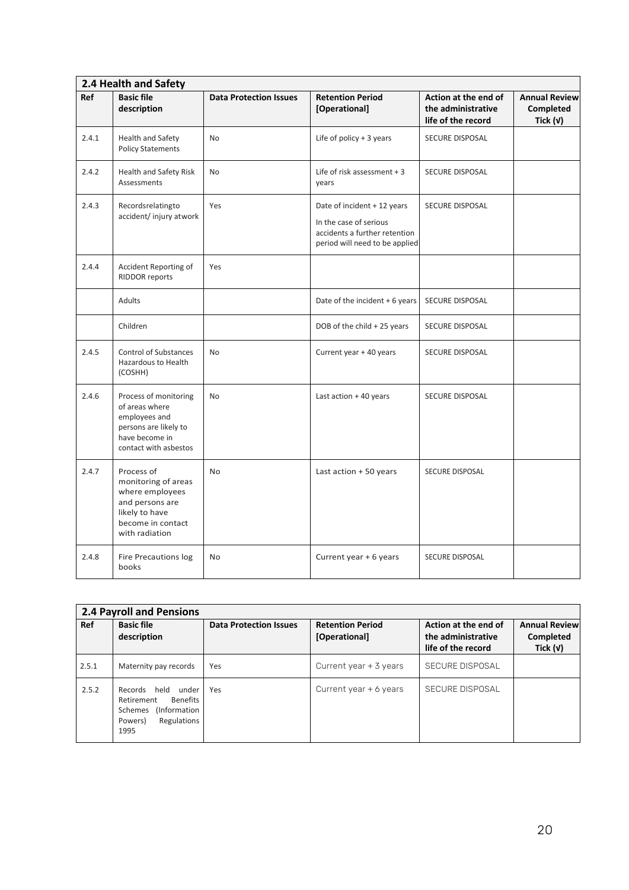| **2.4 Health and Safety** | | | | | |
|---|---|---|---|---|---|
| **Ref** | **Basic file description** | **Data Protection Issues** | **Retention Period [Operational]** | **Action at the end of the administrative life of the record** | **Annual Review Completed Tick (√)** |
| 2.4.1 | Health and Safety Policy Statements | No | Life of policy + 3 years | SECURE DISPOSAL | |
| 2.4.2 | Health and Safety Risk Assessments | No | Life of risk assessment + 3 years | SECURE DISPOSAL | |
| 2.4.3 | Recordsrelatingto accident/ injury atwork | Yes | Date of incident + 12 years<br>In the case of serious accidents a further retention period will need to be applied | SECURE DISPOSAL | |
| 2.4.4 | Accident Reporting of RIDDOR reports | Yes | | | |
| | Adults | | Date of the incident + 6 years | SECURE DISPOSAL | |
| | Children | | DOB of the child + 25 years | SECURE DISPOSAL | |
| 2.4.5 | Control of Substances Hazardous to Health (COSHH) | No | Current year + 40 years | SECURE DISPOSAL | |
| 2.4.6 | Process of monitoring of areas where employees and persons are likely to have become in contact with asbestos | No | Last action + 40 years | SECURE DISPOSAL | |
| 2.4.7 | Process of monitoring of areas where employees and persons are likely to have become in contact with radiation | No | Last action + 50 years | SECURE DISPOSAL | |
| 2.4.8 | Fire Precautions log books | No | Current year + 6 years | SECURE DISPOSAL | |

| **2.4 Payroll and Pensions** | | | | | |
|---|---|---|---|---|---|
| **Ref** | **Basic file description** | **Data Protection Issues** | **Retention Period [Operational]** | **Action at the end of the administrative life of the record** | **Annual Review Completed Tick (√)** |
| 2.5.1 | Maternity pay records | Yes | Current year + 3 years | SECURE DISPOSAL | |
| 2.5.2 | Records held under Retirement Benefits Schemes (Information Powers) Regulations 1995 | Yes | Current year + 6 years | SECURE DISPOSAL | |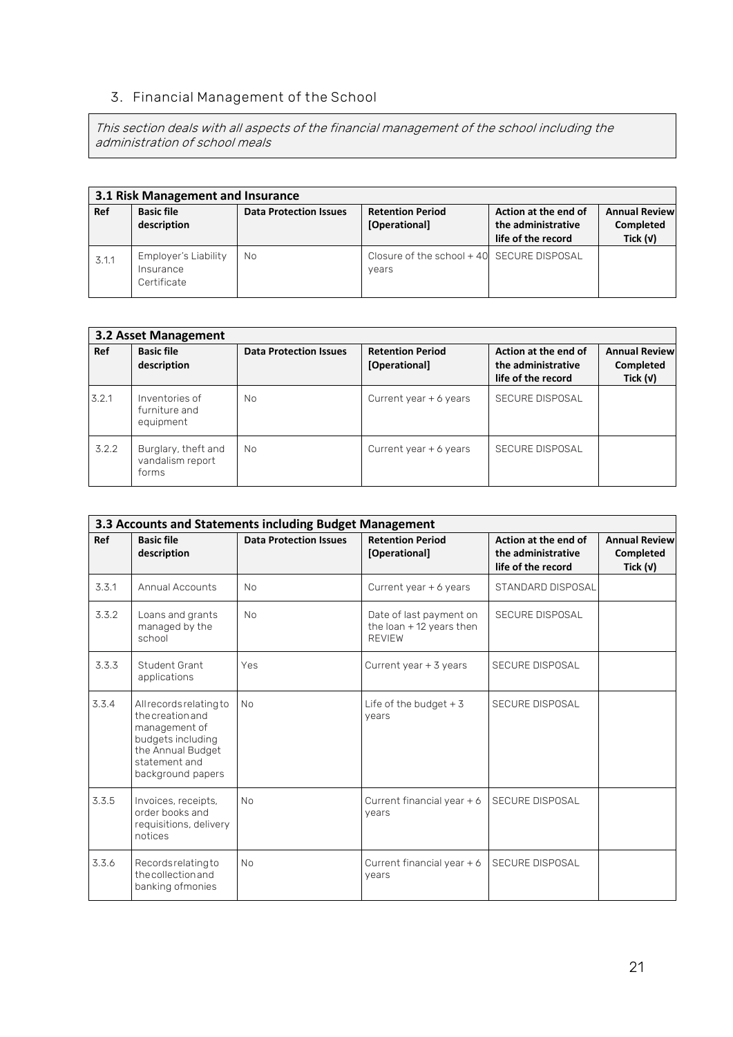## 3. Financial Management of the School

*This section deals with all aspects of the financial management of the school including the administration of school meals*

| **3.1 Risk Management and Insurance** | | | | | |
|---|---|---|---|---|---|
| **Ref** | **Basic file description** | **Data Protection Issues** | **Retention Period [Operational]** | **Action at the end of the administrative life of the record** | **Annual Review Completed Tick (√)** |
| 3.1.1 | Employer's Liability Insurance Certificate | No | Closure of the school + 40 years | SECURE DISPOSAL | |

| **3.2 Asset Management** | | | | | |
|---|---|---|---|---|---|
| **Ref** | **Basic file description** | **Data Protection Issues** | **Retention Period [Operational]** | **Action at the end of the administrative life of the record** | **Annual Review Completed Tick (√)** |
| 3.2.1 | Inventories of furniture and equipment | No | Current year + 6 years | SECURE DISPOSAL | |
| 3.2.2 | Burglary, theft and vandalism report forms | No | Current year + 6 years | SECURE DISPOSAL | |

| **3.3 Accounts and Statements including Budget Management** | | | | | |
|---|---|---|---|---|---|
| **Ref** | **Basic file description** | **Data Protection Issues** | **Retention Period [Operational]** | **Action at the end of the administrative life of the record** | **Annual Review Completed Tick (√)** |
| 3.3.1 | Annual Accounts | No | Current year + 6 years | STANDARD DISPOSAL | |
| 3.3.2 | Loans and grants managed by the school | No | Date of last payment on the loan + 12 years then REVIEW | SECURE DISPOSAL | |
| 3.3.3 | Student Grant applications | Yes | Current year + 3 years | SECURE DISPOSAL | |
| 3.3.4 | All records relating to the creation and management of budgets including the Annual Budget statement and background papers | No | Life of the budget + 3 years | SECURE DISPOSAL | |
| 3.3.5 | Invoices, receipts, order books and requisitions, delivery notices | No | Current financial year + 6 years | SECURE DISPOSAL | |
| 3.3.6 | Records relating to the collection and banking of monies | No | Current financial year + 6 years | SECURE DISPOSAL | |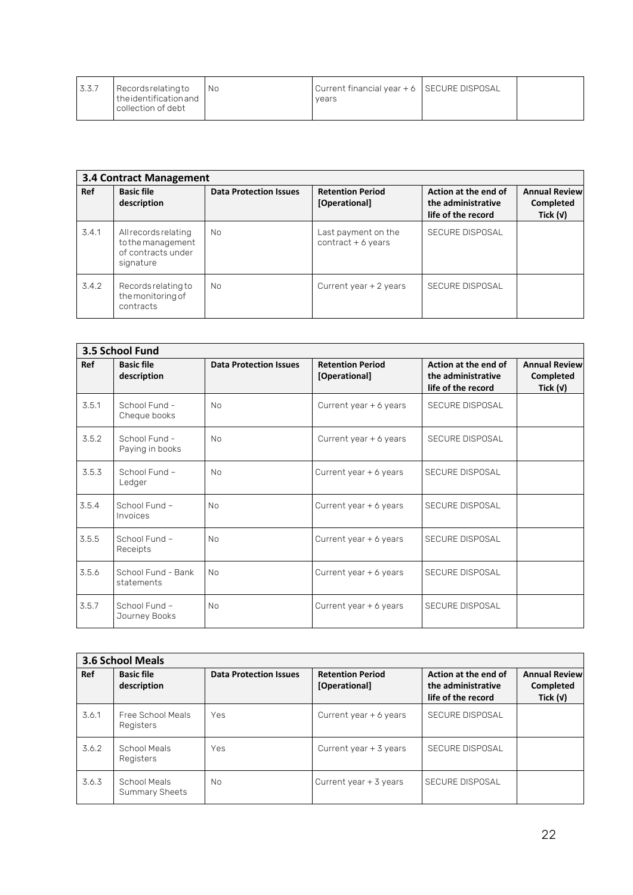| 3.3.7 | Records relating to the identification and collection of debt | No | Current financial year + 6 years | SECURE DISPOSAL | |
|---|---|---|---|---|---|

| 3.4 Contract Management | | | | | |
|---|---|---|---|---|---|
| **Ref** | **Basic file description** | **Data Protection Issues** | **Retention Period [Operational]** | **Action at the end of the administrative life of the record** | **Annual Review Completed Tick (√)** |
| 3.4.1 | All records relating to the management of contracts under signature | No | Last payment on the contract + 6 years | SECURE DISPOSAL | |
| 3.4.2 | Records relating to the monitoring of contracts | No | Current year + 2 years | SECURE DISPOSAL | |

| 3.5 School Fund | | | | | |
|---|---|---|---|---|---|
| **Ref** | **Basic file description** | **Data Protection Issues** | **Retention Period [Operational]** | **Action at the end of the administrative life of the record** | **Annual Review Completed Tick (√)** |
| 3.5.1 | School Fund - Cheque books | No | Current year + 6 years | SECURE DISPOSAL | |
| 3.5.2 | School Fund - Paying in books | No | Current year + 6 years | SECURE DISPOSAL | |
| 3.5.3 | School Fund – Ledger | No | Current year + 6 years | SECURE DISPOSAL | |
| 3.5.4 | School Fund – Invoices | No | Current year + 6 years | SECURE DISPOSAL | |
| 3.5.5 | School Fund – Receipts | No | Current year + 6 years | SECURE DISPOSAL | |
| 3.5.6 | School Fund - Bank statements | No | Current year + 6 years | SECURE DISPOSAL | |
| 3.5.7 | School Fund – Journey Books | No | Current year + 6 years | SECURE DISPOSAL | |

| 3.6 School Meals | | | | | |
|---|---|---|---|---|---|
| **Ref** | **Basic file description** | **Data Protection Issues** | **Retention Period [Operational]** | **Action at the end of the administrative life of the record** | **Annual Review Completed Tick (√)** |
| 3.6.1 | Free School Meals Registers | Yes | Current year + 6 years | SECURE DISPOSAL | |
| 3.6.2 | School Meals Registers | Yes | Current year + 3 years | SECURE DISPOSAL | |
| 3.6.3 | School Meals Summary Sheets | No | Current year + 3 years | SECURE DISPOSAL | |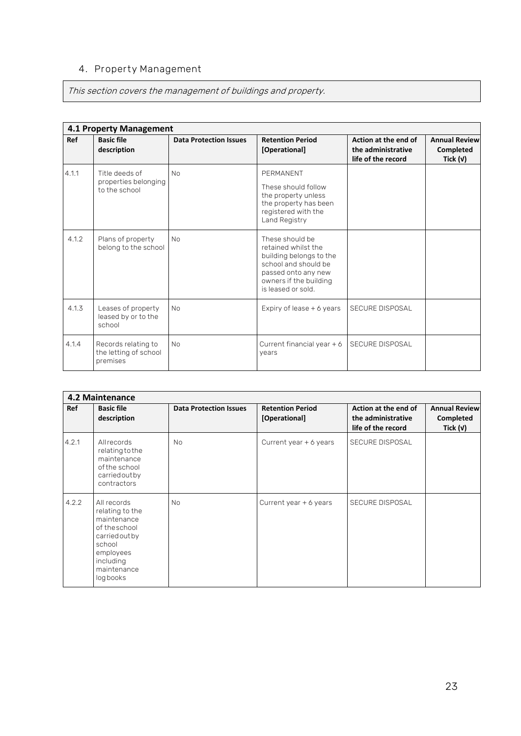## 4. Property Management

*This section covers the management of buildings and property.*

| 4.1 Property Management | | | | | |
|---|---|---|---|---|---|
| **Ref** | **Basic file description** | **Data Protection Issues** | **Retention Period [Operational]** | **Action at the end of the administrative life of the record** | **Annual Review Completed Tick (√)** |
| 4.1.1 | Title deeds of properties belonging to the school | No | PERMANENT<br><br>These should follow the property unless the property has been registered with the Land Registry | | |
| 4.1.2 | Plans of property belong to the school | No | These should be retained whilst the building belongs to the school and should be passed onto any new owners if the building is leased or sold. | | |
| 4.1.3 | Leases of property leased by or to the school | No | Expiry of lease + 6 years | SECURE DISPOSAL | |
| 4.1.4 | Records relating to the letting of school premises | No | Current financial year + 6 years | SECURE DISPOSAL | |

| 4.2 Maintenance | | | | | |
|---|---|---|---|---|---|
| **Ref** | **Basic file description** | **Data Protection Issues** | **Retention Period [Operational]** | **Action at the end of the administrative life of the record** | **Annual Review Completed Tick (√)** |
| 4.2.1 | All records relating to the maintenance of the school carried out by contractors | No | Current year + 6 years | SECURE DISPOSAL | |
| 4.2.2 | All records relating to the maintenance of the school carried out by school employees including maintenance log books | No | Current year + 6 years | SECURE DISPOSAL | |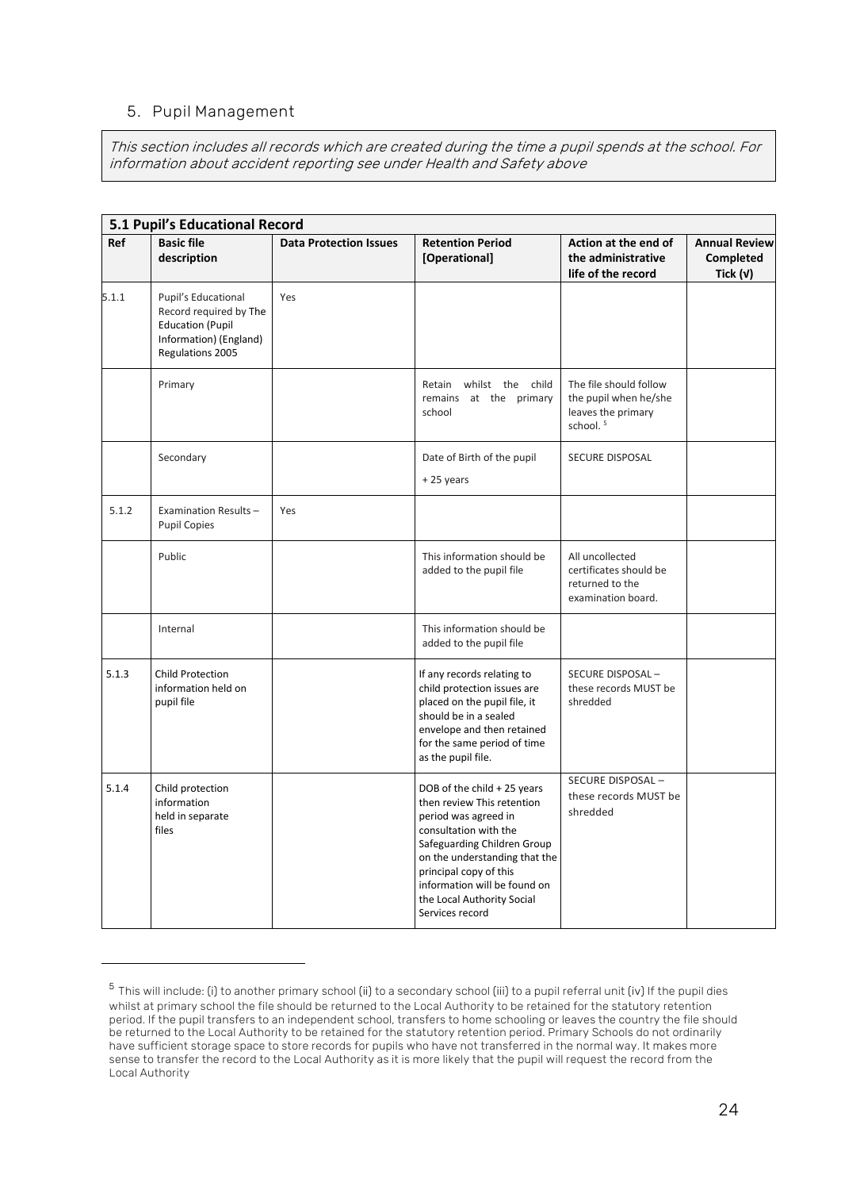## 5. Pupil Management

*This section includes all records which are created during the time a pupil spends at the school. For information about accident reporting see under Health and Safety above*

| **5.1 Pupil's Educational Record** | | | | | |
|---|---|---|---|---|---|
| **Ref** | **Basic file description** | **Data Protection Issues** | **Retention Period [Operational]** | **Action at the end of the administrative life of the record** | **Annual Review Completed Tick (√)** |
| 5.1.1 | Pupil's Educational Record required by The Education (Pupil Information) (England) Regulations 2005 | Yes | | | |
| | Primary | | Retain whilst the child remains at the primary school | The file should follow the pupil when he/she leaves the primary school. [5] | |
| | Secondary | | Date of Birth of the pupil + 25 years | SECURE DISPOSAL | |
| 5.1.2 | Examination Results – Pupil Copies | Yes | | | |
| | Public | | This information should be added to the pupil file | All uncollected certificates should be returned to the examination board. | |
| | Internal | | This information should be added to the pupil file | | |
| 5.1.3 | Child Protection information held on pupil file | | If any records relating to child protection issues are placed on the pupil file, it should be in a sealed envelope and then retained for the same period of time as the pupil file. | SECURE DISPOSAL – these records MUST be shredded | |
| 5.1.4 | Child protection information held in separate files | | DOB of the child + 25 years then review This retention period was agreed in consultation with the Safeguarding Children Group on the understanding that the principal copy of this information will be found on the Local Authority Social Services record | SECURE DISPOSAL – these records MUST be shredded | |

[5] This will include: (i) to another primary school (ii) to a secondary school (iii) to a pupil referral unit (iv) If the pupil dies whilst at primary school the file should be returned to the Local Authority to be retained for the statutory retention period. If the pupil transfers to an independent school, transfers to home schooling or leaves the country the file should be returned to the Local Authority to be retained for the statutory retention period. Primary Schools do not ordinarily have sufficient storage space to store records for pupils who have not transferred in the normal way. It makes more sense to transfer the record to the Local Authority as it is more likely that the pupil will request the record from the Local Authority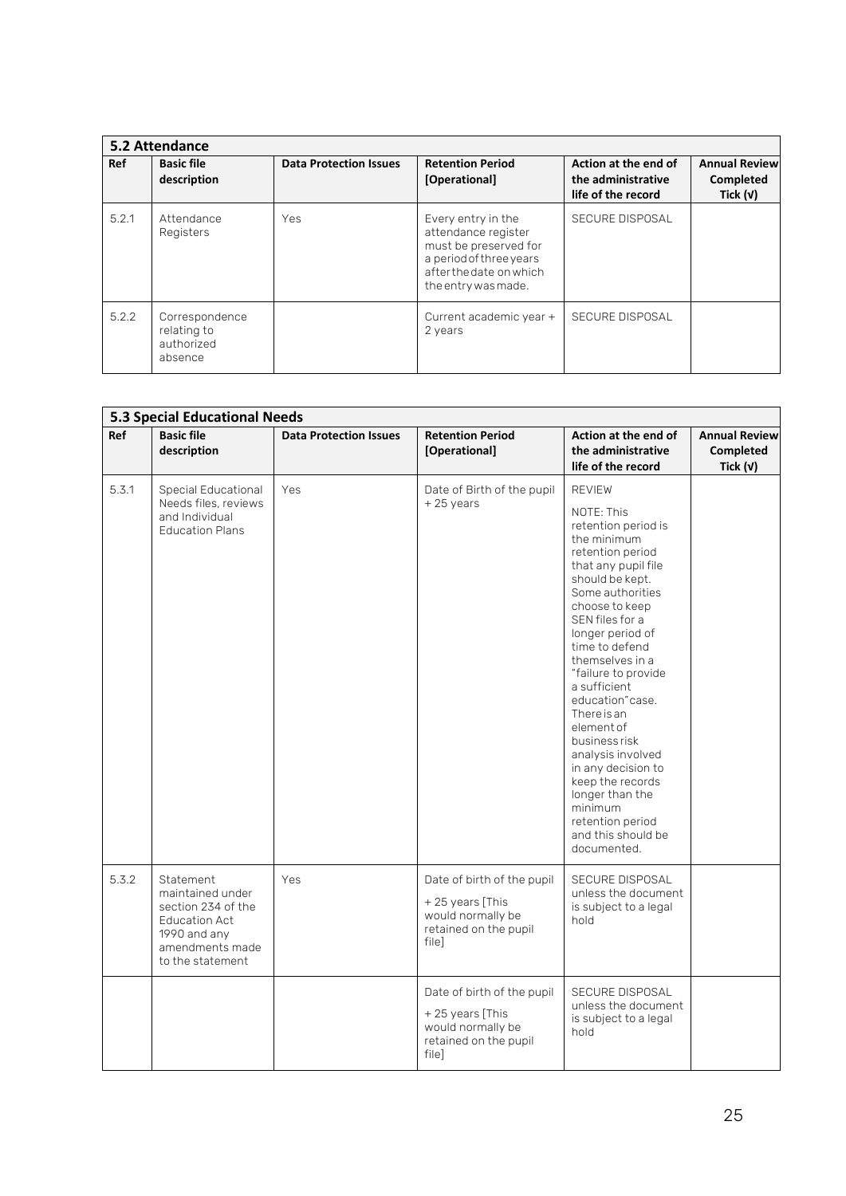| **5.2 Attendance** | | | | | |
|---|---|---|---|---|---|
| **Ref** | **Basic file description** | **Data Protection Issues** | **Retention Period [Operational]** | **Action at the end of the administrative life of the record** | **Annual Review Completed Tick (√)** |
| 5.2.1 | Attendance Registers | Yes | Every entry in the attendance register must be preserved for a period of three years after the date on which the entry was made. | SECURE DISPOSAL | |
| 5.2.2 | Correspondence relating to authorized absence | | Current academic year + 2 years | SECURE DISPOSAL | |

| **5.3 Special Educational Needs** | | | | | |
|---|---|---|---|---|---|
| **Ref** | **Basic file description** | **Data Protection Issues** | **Retention Period [Operational]** | **Action at the end of the administrative life of the record** | **Annual Review Completed Tick (√)** |
| 5.3.1 | Special Educational Needs files, reviews and Individual Education Plans | Yes | Date of Birth of the pupil + 25 years | REVIEW<br><br>NOTE: This retention period is the minimum retention period that any pupil file should be kept. Some authorities choose to keep SEN files for a longer period of time to defend themselves in a "failure to provide a sufficient education" case. There is an element of business risk analysis involved in any decision to keep the records longer than the minimum retention period and this should be documented. | |
| 5.3.2 | Statement maintained under section 234 of the Education Act 1990 and any amendments made to the statement | Yes | Date of birth of the pupil + 25 years [This would normally be retained on the pupil file] | SECURE DISPOSAL unless the document is subject to a legal hold | |
| | | | Date of birth of the pupil + 25 years [This would normally be retained on the pupil file] | SECURE DISPOSAL unless the document is subject to a legal hold | |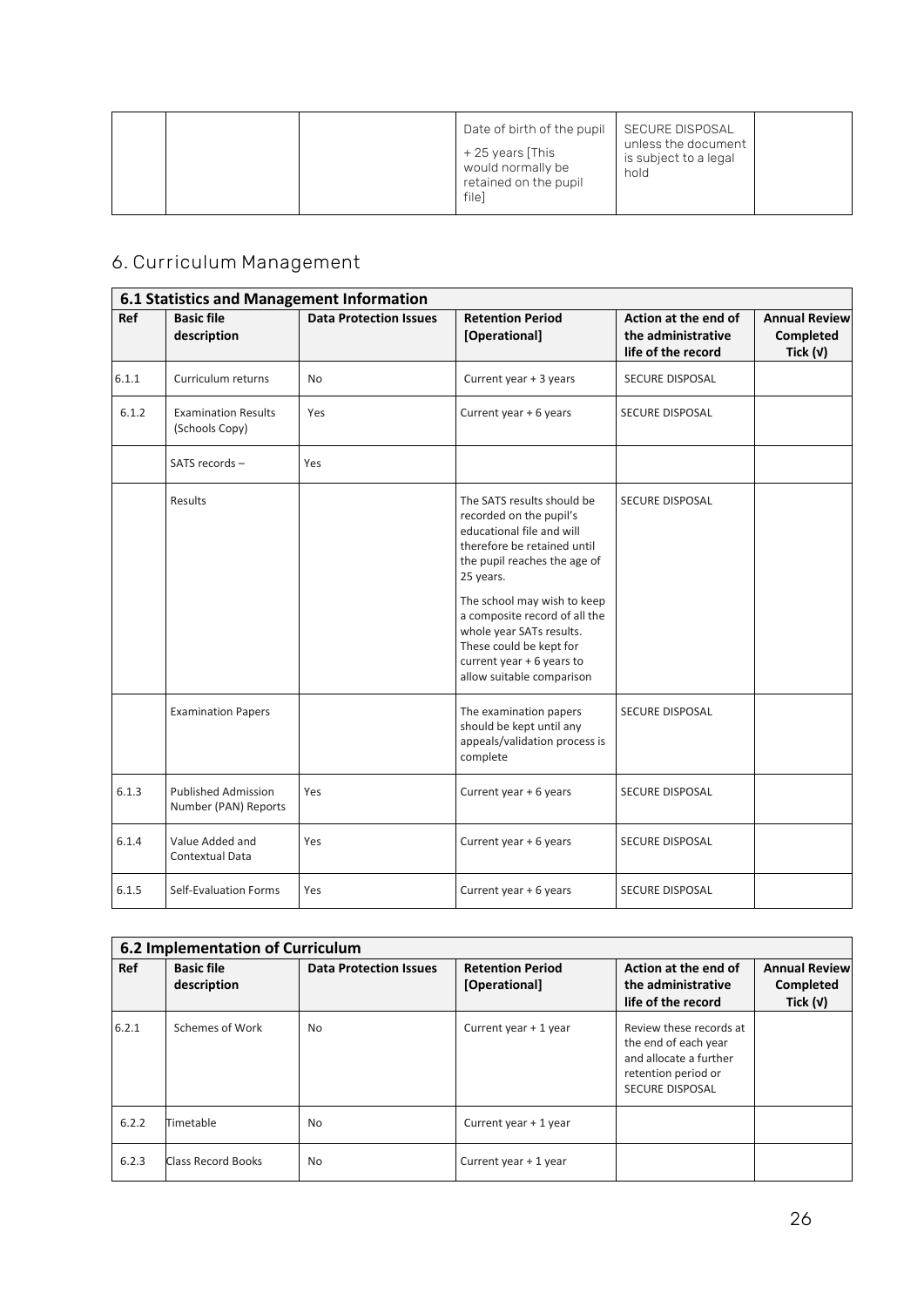| | | | Date of birth of the pupil<br><br>+ 25 years [This would normally be retained on the pupil file] | SECURE DISPOSAL unless the document is subject to a legal hold | |
|---|---|---|---|---|---|

## 6. Curriculum Management

| **6.1 Statistics and Management Information** | | | | | |
|---|---|---|---|---|---|
| **Ref** | **Basic file description** | **Data Protection Issues** | **Retention Period [Operational]** | **Action at the end of the administrative life of the record** | **Annual Review Completed Tick (√)** |
| 6.1.1 | Curriculum returns | No | Current year + 3 years | SECURE DISPOSAL | |
| 6.1.2 | Examination Results (Schools Copy) | Yes | Current year + 6 years | SECURE DISPOSAL | |
| | SATS records – | Yes | | | |
| | Results | | The SATS results should be recorded on the pupil's educational file and will therefore be retained until the pupil reaches the age of 25 years.<br><br>The school may wish to keep a composite record of all the whole year SATs results. These could be kept for current year + 6 years to allow suitable comparison | SECURE DISPOSAL | |
| | Examination Papers | | The examination papers should be kept until any appeals/validation process is complete | SECURE DISPOSAL | |
| 6.1.3 | Published Admission Number (PAN) Reports | Yes | Current year + 6 years | SECURE DISPOSAL | |
| 6.1.4 | Value Added and Contextual Data | Yes | Current year + 6 years | SECURE DISPOSAL | |
| 6.1.5 | Self-Evaluation Forms | Yes | Current year + 6 years | SECURE DISPOSAL | |

| **6.2 Implementation of Curriculum** | | | | | |
|---|---|---|---|---|---|
| **Ref** | **Basic file description** | **Data Protection Issues** | **Retention Period [Operational]** | **Action at the end of the administrative life of the record** | **Annual Review Completed Tick (√)** |
| 6.2.1 | Schemes of Work | No | Current year + 1 year | Review these records at the end of each year and allocate a further retention period or SECURE DISPOSAL | |
| 6.2.2 | Timetable | No | Current year + 1 year | | |
| 6.2.3 | Class Record Books | No | Current year + 1 year | | |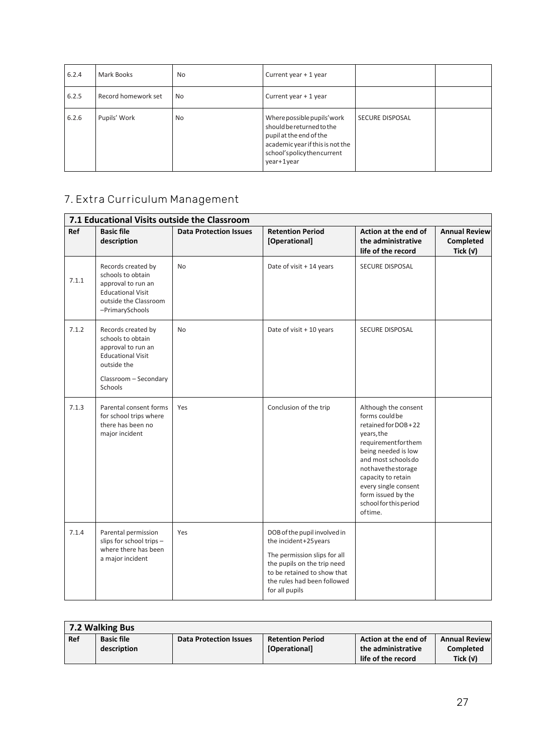| 6.2.4 | Mark Books | No | Current year + 1 year | | |
|---|---|---|---|---|---|
| 6.2.5 | Record homework set | No | Current year + 1 year | | |
| 6.2.6 | Pupils' Work | No | Where possible pupils' work should be returned to the pupil at the end of the academic year if this is not the school's policy then current year+1year | SECURE DISPOSAL | |

## 7. Extra Curriculum Management

| 7.1 Educational Visits outside the Classroom | | | | | |
|---|---|---|---|---|---|
| **Ref** | **Basic file description** | **Data Protection Issues** | **Retention Period [Operational]** | **Action at the end of the administrative life of the record** | **Annual Review Completed Tick (√)** |
| 7.1.1 | Records created by schools to obtain approval to run an Educational Visit outside the Classroom –PrimarySchools | No | Date of visit + 14 years | SECURE DISPOSAL | |
| 7.1.2 | Records created by schools to obtain approval to run an Educational Visit outside the Classroom – Secondary Schools | No | Date of visit + 10 years | SECURE DISPOSAL | |
| 7.1.3 | Parental consent forms for school trips where there has been no major incident | Yes | Conclusion of the trip | Although the consent forms could be retained for DOB+22 years, the requirement for them being needed is low and most schools do not have the storage capacity to retain every single consent form issued by the school for this period of time. | |
| 7.1.4 | Parental permission slips for school trips – where there has been a major incident | Yes | DOB of the pupil involved in the incident+25years<br><br>The permission slips for all the pupils on the trip need to be retained to show that the rules had been followed for all pupils | | |

| 7.2 Walking Bus | | | | | |
|---|---|---|---|---|---|
| **Ref** | **Basic file description** | **Data Protection Issues** | **Retention Period [Operational]** | **Action at the end of the administrative life of the record** | **Annual Review Completed Tick (√)** |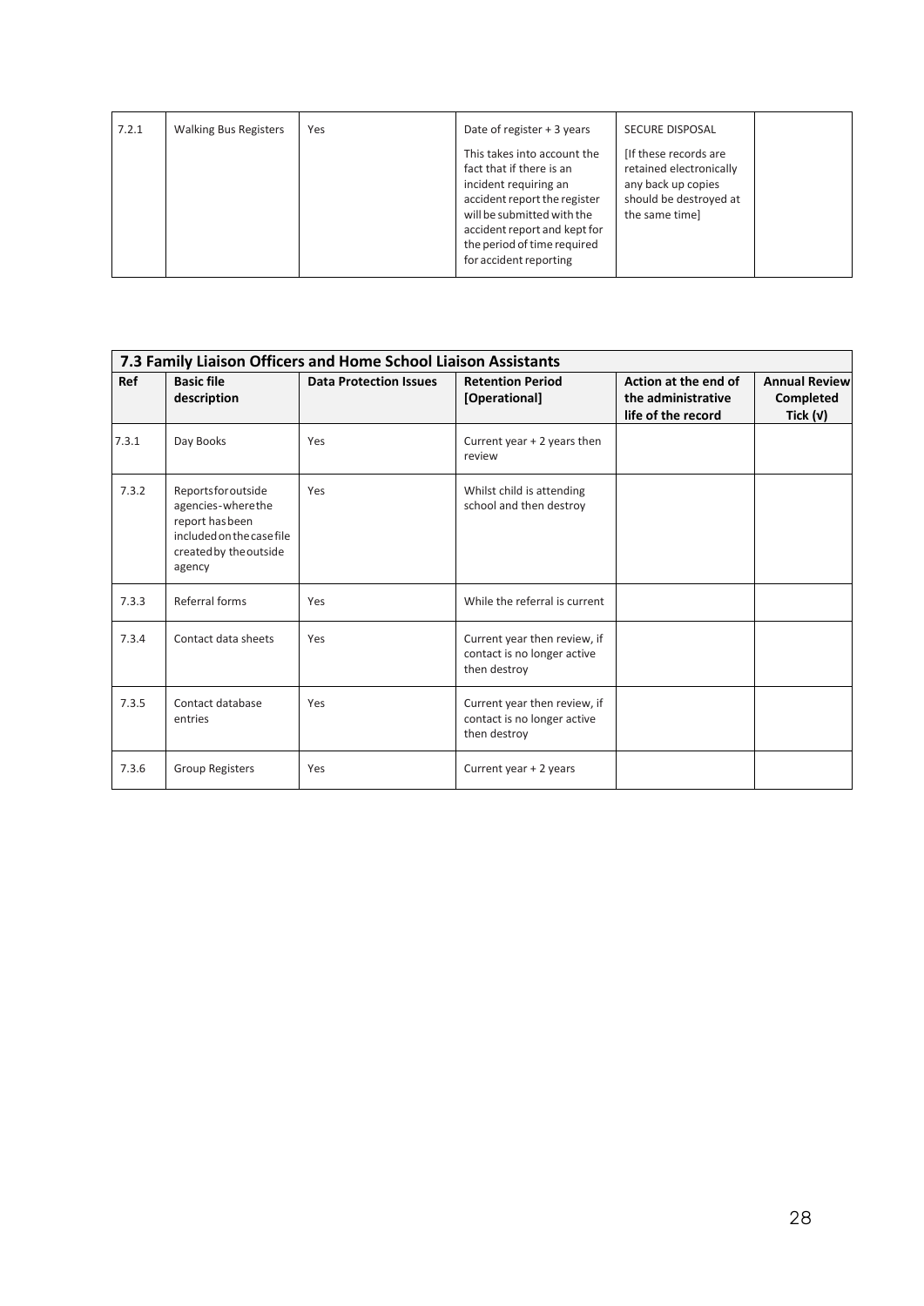| 7.2.1 | Walking Bus Registers | Yes | Date of register + 3 years<br><br>This takes into account the fact that if there is an incident requiring an accident report the register will be submitted with the accident report and kept for the period of time required for accident reporting | SECURE DISPOSAL<br><br>[If these records are retained electronically any back up copies should be destroyed at the same time] | |
|---|---|---|---|---|---|

| **7.3 Family Liaison Officers and Home School Liaison Assistants** | | | | | |
|---|---|---|---|---|---|
| **Ref** | **Basic file description** | **Data Protection Issues** | **Retention Period [Operational]** | **Action at the end of the administrative life of the record** | **Annual Review Completed Tick (√)** |
| 7.3.1 | Day Books | Yes | Current year + 2 years then review | | |
| 7.3.2 | Reports for outside agencies - where the report has been included on the case file created by the outside agency | Yes | Whilst child is attending school and then destroy | | |
| 7.3.3 | Referral forms | Yes | While the referral is current | | |
| 7.3.4 | Contact data sheets | Yes | Current year then review, if contact is no longer active then destroy | | |
| 7.3.5 | Contact database entries | Yes | Current year then review, if contact is no longer active then destroy | | |
| 7.3.6 | Group Registers | Yes | Current year + 2 years | | |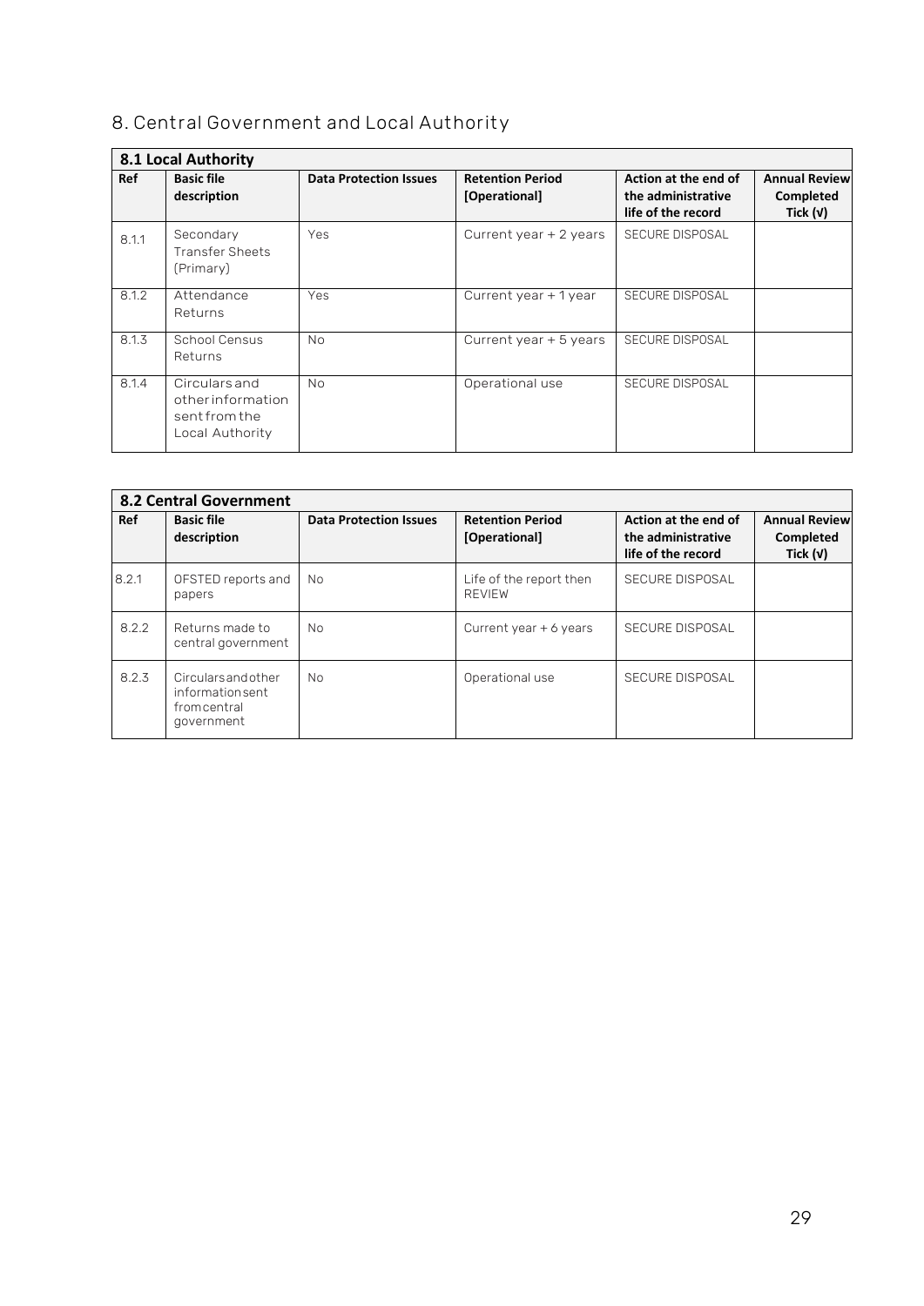# 8. Central Government and Local Authority

| 8.1 Local Authority | | | | | |
|---|---|---|---|---|---|
| **Ref** | **Basic file description** | **Data Protection Issues** | **Retention Period [Operational]** | **Action at the end of the administrative life of the record** | **Annual Review Completed Tick (√)** |
| 8.1.1 | Secondary Transfer Sheets (Primary) | Yes | Current year + 2 years | SECURE DISPOSAL | |
| 8.1.2 | Attendance Returns | Yes | Current year + 1 year | SECURE DISPOSAL | |
| 8.1.3 | School Census Returns | No | Current year + 5 years | SECURE DISPOSAL | |
| 8.1.4 | Circulars and other information sent from the Local Authority | No | Operational use | SECURE DISPOSAL | |

| 8.2 Central Government | | | | | |
|---|---|---|---|---|---|
| **Ref** | **Basic file description** | **Data Protection Issues** | **Retention Period [Operational]** | **Action at the end of the administrative life of the record** | **Annual Review Completed Tick (√)** |
| 8.2.1 | OFSTED reports and papers | No | Life of the report then REVIEW | SECURE DISPOSAL | |
| 8.2.2 | Returns made to central government | No | Current year + 6 years | SECURE DISPOSAL | |
| 8.2.3 | Circulars and other information sent from central government | No | Operational use | SECURE DISPOSAL | |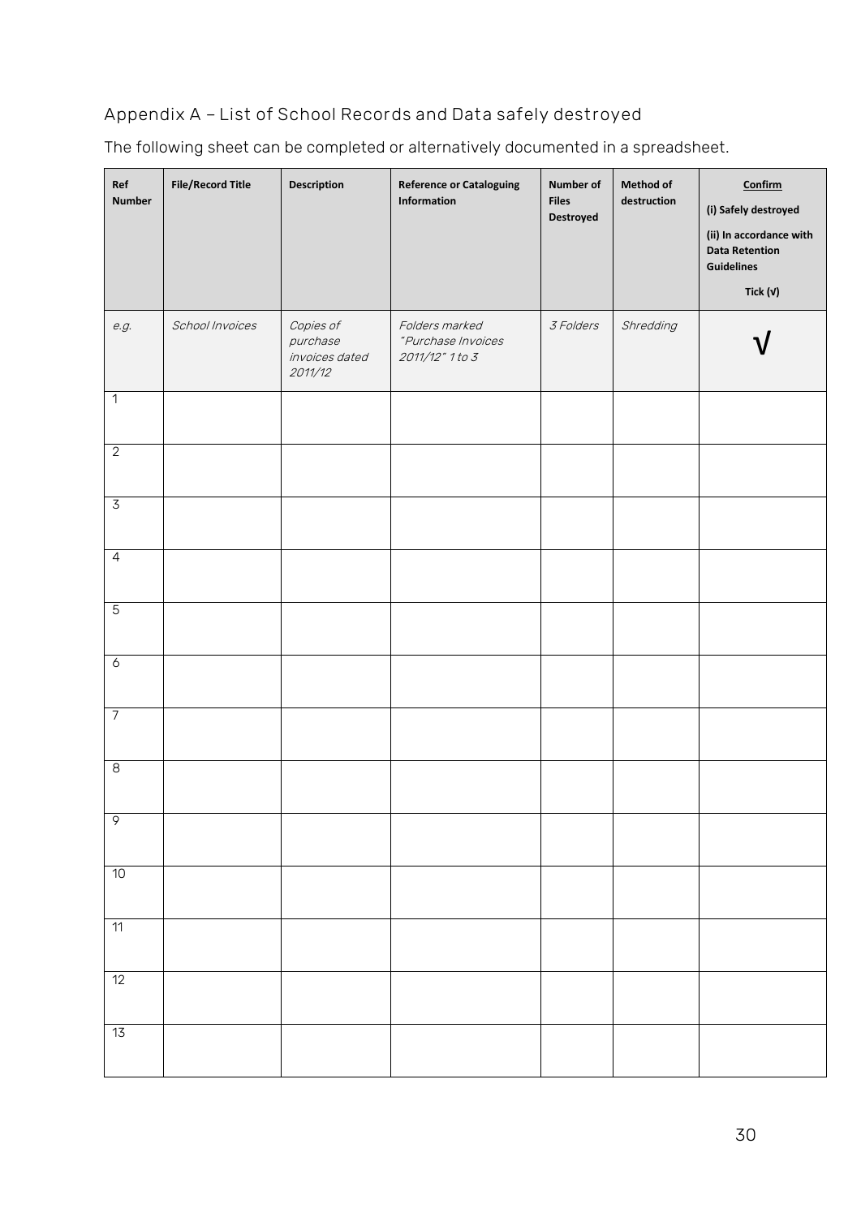## Appendix A – List of School Records and Data safely destroyed

The following sheet can be completed or alternatively documented in a spreadsheet.

| Ref Number | File/Record Title | Description | Reference or Cataloguing Information | Number of Files Destroyed | Method of destruction | Confirm (i) Safely destroyed (ii) In accordance with Data Retention Guidelines Tick (√) |
|---|---|---|---|---|---|---|
| *e.g.* | *School Invoices* | *Copies of purchase invoices dated 2011/12* | *Folders marked "Purchase Invoices 2011/12" 1 to 3* | *3 Folders* | *Shredding* | √ |
| 1 | | | | | | |
| 2 | | | | | | |
| 3 | | | | | | |
| 4 | | | | | | |
| 5 | | | | | | |
| 6 | | | | | | |
| 7 | | | | | | |
| 8 | | | | | | |
| 9 | | | | | | |
| 10 | | | | | | |
| 11 | | | | | | |
| 12 | | | | | | |
| 13 | | | | | | |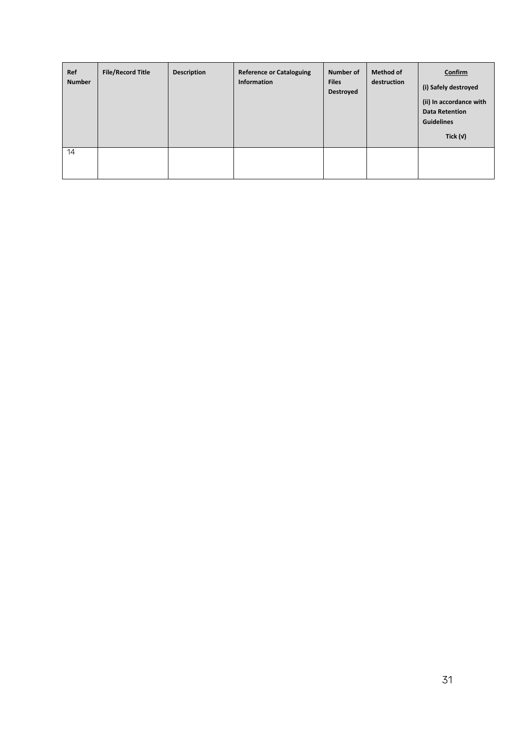| Ref Number | File/Record Title | Description | Reference or Cataloguing Information | Number of Files Destroyed | Method of destruction | **Confirm** (i) Safely destroyed (ii) In accordance with Data Retention Guidelines Tick (√) |
|---|---|---|---|---|---|---|
| 14 | | | | | | |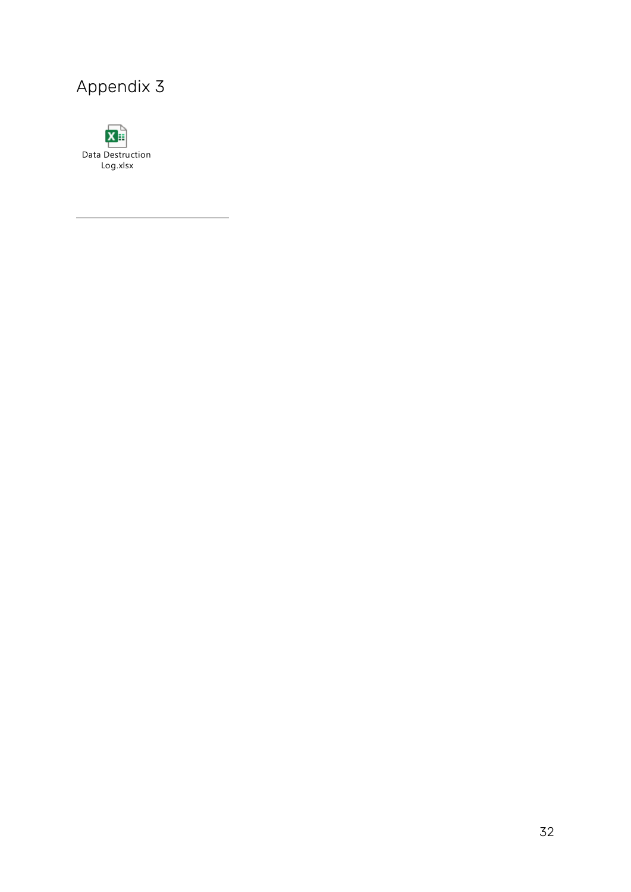# Appendix 3

Data Destruction Log.xlsx